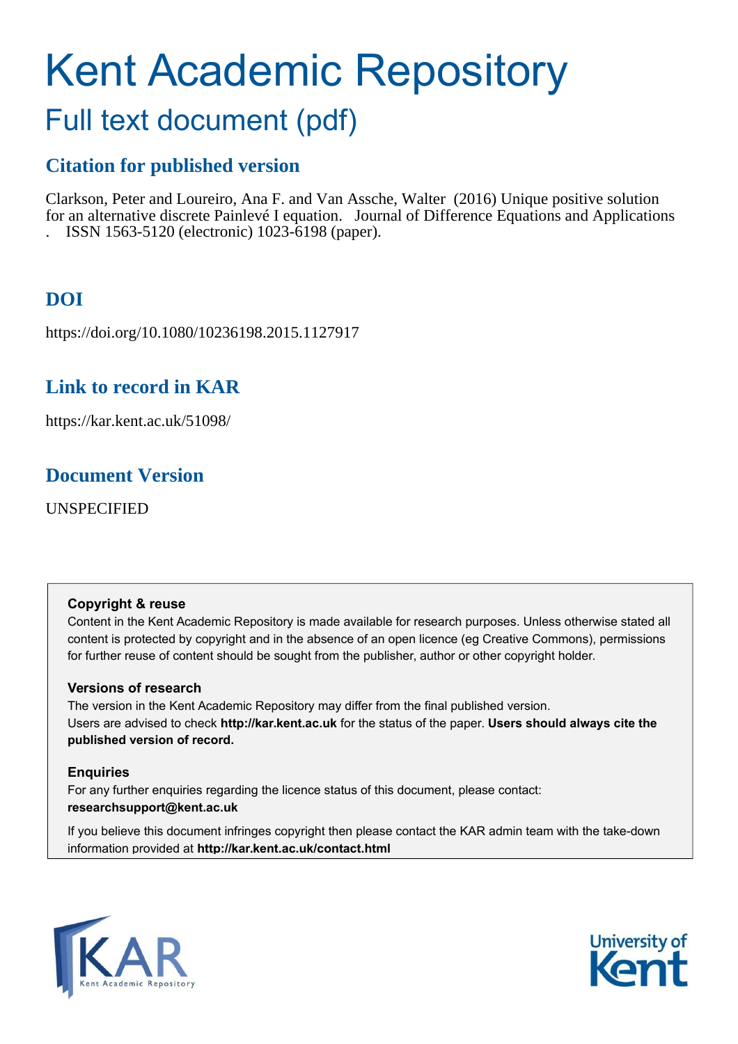# Kent Academic Repository

## Full text document (pdf)

### Citation for published version

Clarkson, Peter and Loureiro, Ana F. and Van Assche, Walter (2016) Unique positive solution for an alternative discrete Painlevé I equation. Journal of Difference Equations and Applications . ISSN 1563-5120 (electronic) 1023-6198 (paper).

### DOI

https://doi.org/10.1080/10236198.2015.1127917

### Link to record in KAR

https://kar.kent.ac.uk/51098/

### Document Version

UNSPECIFIED

**Copyright & reuse**

Content in the Kent Academic Repository is made available for research purposes. Unless otherwise stated all content is protected by copyright and in the absence of an open licence (eg Creative Commons), permissions for further reuse of content should be sought from the publisher, author or other copyright holder.

**Versions of research**

The version in the Kent Academic Repository may differ from the final published version. Users are advised to check **http://kar.kent.ac.uk** for the status of the paper. **Users should always cite the published version of record.**

**Enquiries**

For any further enquiries regarding the licence status of this document, please contact: **researchsupport@kent.ac.uk**

If you believe this document infringes copyright then please contact the KAR admin team with the take-down information provided at **http://kar.kent.ac.uk/contact.html**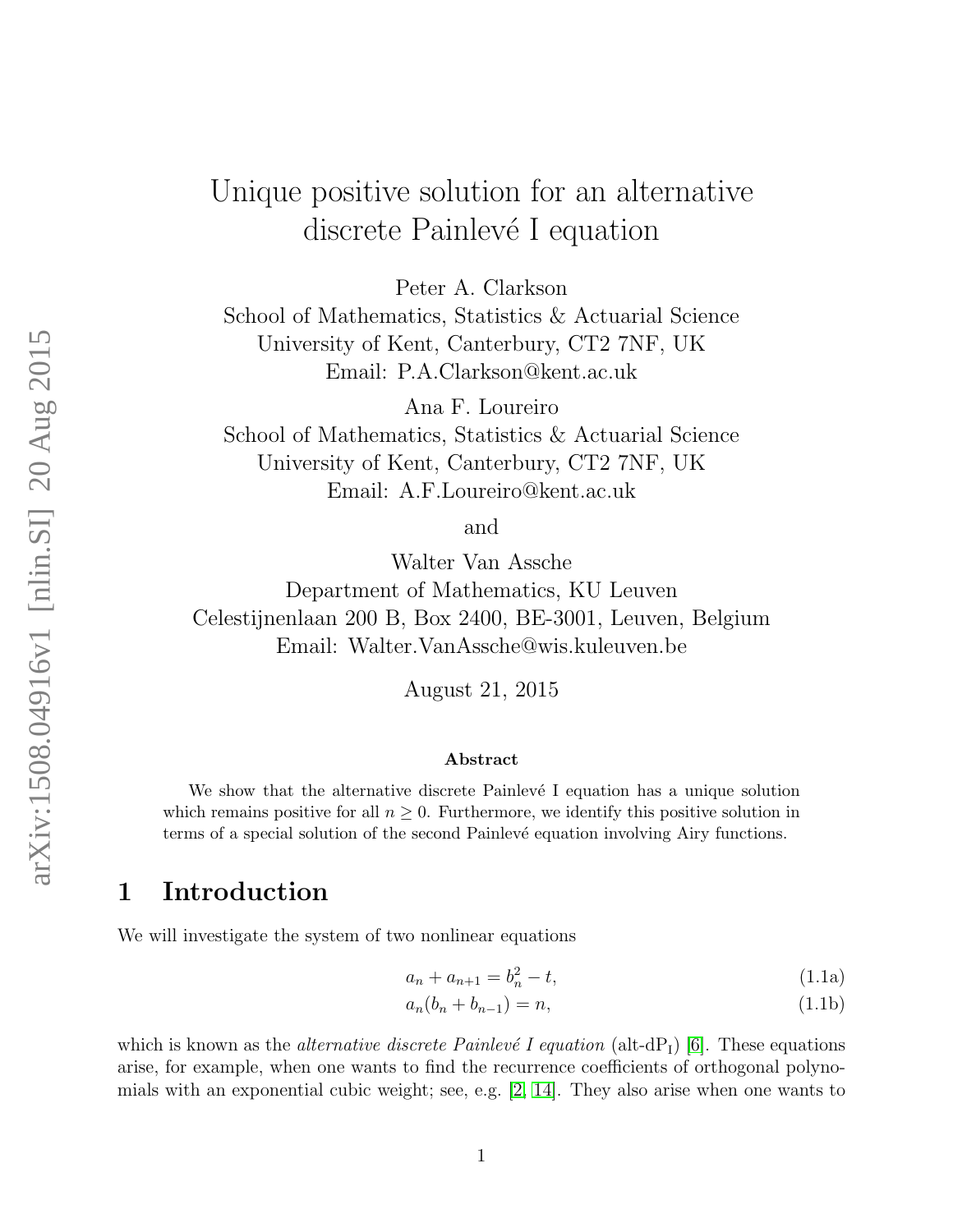# Unique positive solution for an alternative discrete Painlevé I equation

Peter A. Clarkson
School of Mathematics, Statistics & Actuarial Science
University of Kent, Canterbury, CT2 7NF, UK
Email: P.A.Clarkson@kent.ac.uk

Ana F. Loureiro
School of Mathematics, Statistics & Actuarial Science
University of Kent, Canterbury, CT2 7NF, UK
Email: A.F.Loureiro@kent.ac.uk

and

Walter Van Assche
Department of Mathematics, KU Leuven
Celestijnenlaan 200 B, Box 2400, BE-3001, Leuven, Belgium
Email: Walter.VanAssche@wis.kuleuven.be

August 21, 2015

**Abstract**

We show that the alternative discrete Painlevé I equation has a unique solution which remains positive for all $n \geq 0$. Furthermore, we identify this positive solution in terms of a special solution of the second Painlevé equation involving Airy functions.

## 1 Introduction

We will investigate the system of two nonlinear equations

$$a_n + a_{n+1} = b_n^2 - t, \tag{1.1a}$$

$$a_n(b_n + b_{n-1}) = n, \tag{1.1b}$$

which is known as the *alternative discrete Painlevé I equation* (alt-dP$_{\text{I}}$) [6]. These equations arise, for example, when one wants to find the recurrence coefficients of orthogonal polynomials with an exponential cubic weight; see, e.g. [2, 14]. They also arise when one wants to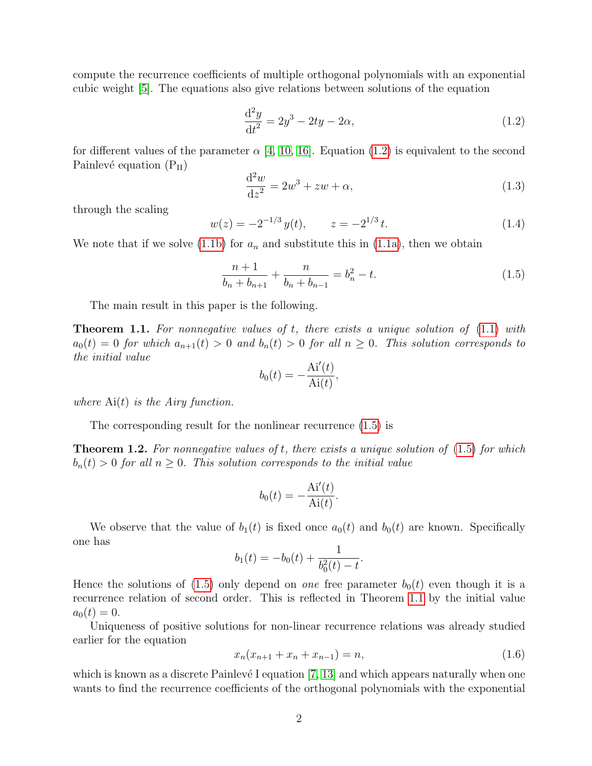compute the recurrence coefficients of multiple orthogonal polynomials with an exponential cubic weight [5]. The equations also give relations between solutions of the equation

$$\frac{\mathrm{d}^2 y}{\mathrm{d}t^2} = 2y^3 - 2ty - 2\alpha, \tag{1.2}$$

for different values of the parameter $\alpha$ [4, 10, 16]. Equation (1.2) is equivalent to the second Painlevé equation ($\mathrm{P_{II}}$)

$$\frac{\mathrm{d}^2 w}{\mathrm{d}z^2} = 2w^3 + zw + \alpha, \tag{1.3}$$

through the scaling

$$w(z) = -2^{-1/3}\, y(t), \qquad z = -2^{1/3}\, t. \tag{1.4}$$

We note that if we solve (1.1b) for $a_n$ and substitute this in (1.1a), then we obtain

$$\frac{n+1}{b_n + b_{n+1}} + \frac{n}{b_n + b_{n-1}} = b_n^2 - t. \tag{1.5}$$

The main result in this paper is the following.

**Theorem 1.1.** *For nonnegative values of $t$, there exists a unique solution of (1.1) with $a_0(t) = 0$ for which $a_{n+1}(t) > 0$ and $b_n(t) > 0$ for all $n \geq 0$. This solution corresponds to the initial value*

$$b_0(t) = -\frac{\mathrm{Ai}'(t)}{\mathrm{Ai}(t)},$$

*where $\mathrm{Ai}(t)$ is the Airy function.*

The corresponding result for the nonlinear recurrence (1.5) is

**Theorem 1.2.** *For nonnegative values of $t$, there exists a unique solution of (1.5) for which $b_n(t) > 0$ for all $n \geq 0$. This solution corresponds to the initial value*

$$b_0(t) = -\frac{\mathrm{Ai}'(t)}{\mathrm{Ai}(t)}.$$

We observe that the value of $b_1(t)$ is fixed once $a_0(t)$ and $b_0(t)$ are known. Specifically one has

$$b_1(t) = -b_0(t) + \frac{1}{b_0^2(t) - t}.$$

Hence the solutions of (1.5) only depend on *one* free parameter $b_0(t)$ even though it is a recurrence relation of second order. This is reflected in Theorem 1.1 by the initial value $a_0(t) = 0$.

Uniqueness of positive solutions for non-linear recurrence relations was already studied earlier for the equation

$$x_n(x_{n+1} + x_n + x_{n-1}) = n, \tag{1.6}$$

which is known as a discrete Painlevé I equation [7, 13] and which appears naturally when one wants to find the recurrence coefficients of the orthogonal polynomials with the exponential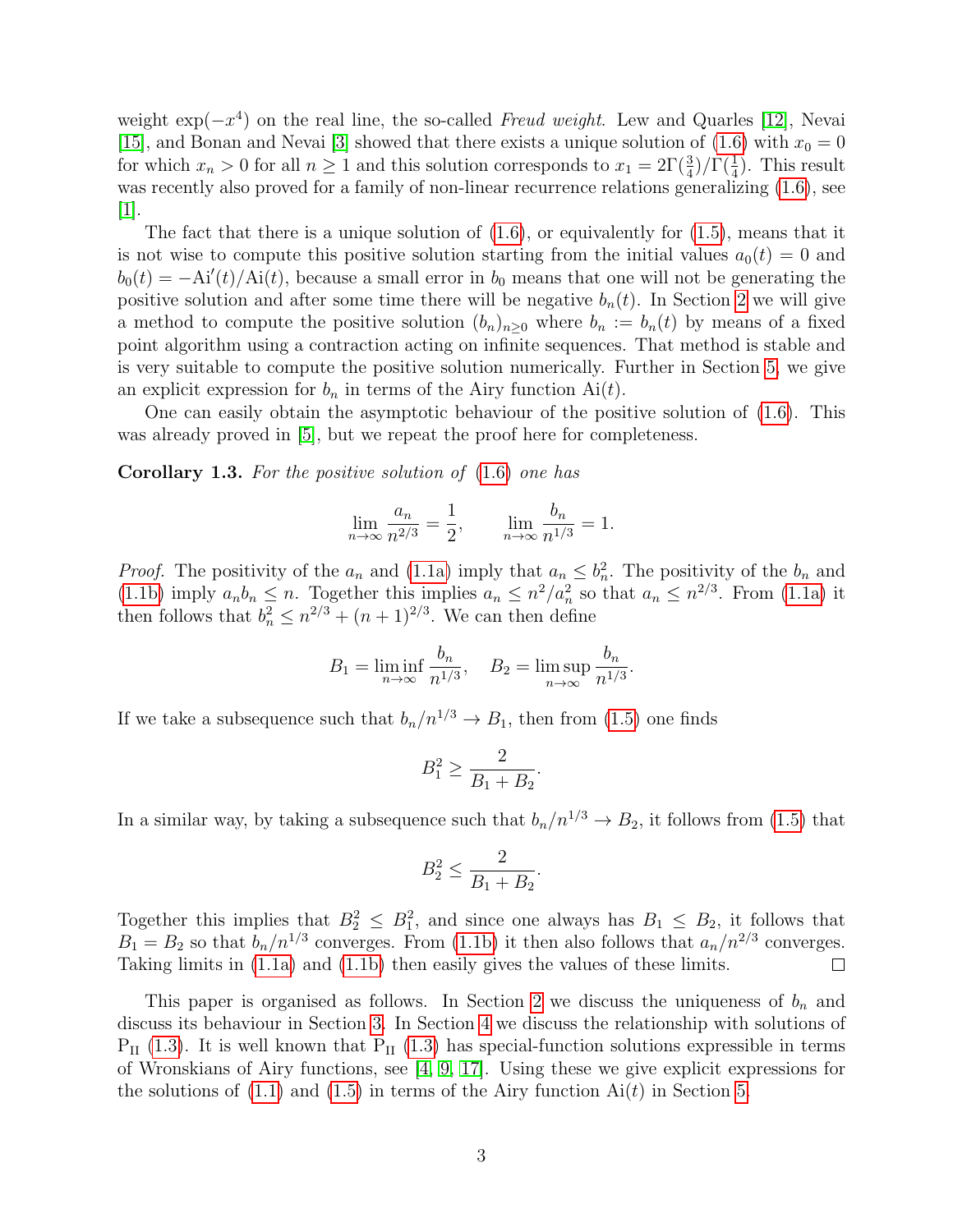weight $\exp(-x^4)$ on the real line, the so-called *Freud weight*. Lew and Quarles [12], Nevai [15], and Bonan and Nevai [3] showed that there exists a unique solution of (1.6) with $x_0 = 0$ for which $x_n > 0$ for all $n \geq 1$ and this solution corresponds to $x_1 = 2\Gamma(\frac{3}{4})/\Gamma(\frac{1}{4})$. This result was recently also proved for a family of non-linear recurrence relations generalizing (1.6), see [1].

The fact that there is a unique solution of (1.6), or equivalently for (1.5), means that it is not wise to compute this positive solution starting from the initial values $a_0(t) = 0$ and $b_0(t) = -\mathrm{Ai}'(t)/\mathrm{Ai}(t)$, because a small error in $b_0$ means that one will not be generating the positive solution and after some time there will be negative $b_n(t)$. In Section 2 we will give a method to compute the positive solution $(b_n)_{n\geq 0}$ where $b_n := b_n(t)$ by means of a fixed point algorithm using a contraction acting on infinite sequences. That method is stable and is very suitable to compute the positive solution numerically. Further in Section 5, we give an explicit expression for $b_n$ in terms of the Airy function $\mathrm{Ai}(t)$.

One can easily obtain the asymptotic behaviour of the positive solution of (1.6). This was already proved in [5], but we repeat the proof here for completeness.

**Corollary 1.3.** *For the positive solution of* (1.6) *one has*

$$\lim_{n\to\infty} \frac{a_n}{n^{2/3}} = \frac{1}{2}, \qquad \lim_{n\to\infty} \frac{b_n}{n^{1/3}} = 1.$$

*Proof.* The positivity of the $a_n$ and (1.1a) imply that $a_n \leq b_n^2$. The positivity of the $b_n$ and (1.1b) imply $a_n b_n \leq n$. Together this implies $a_n \leq n^2/a_n^2$ so that $a_n \leq n^{2/3}$. From (1.1a) it then follows that $b_n^2 \leq n^{2/3} + (n+1)^{2/3}$. We can then define

$$B_1 = \liminf_{n\to\infty} \frac{b_n}{n^{1/3}}, \quad B_2 = \limsup_{n\to\infty} \frac{b_n}{n^{1/3}}.$$

If we take a subsequence such that $b_n/n^{1/3} \to B_1$, then from (1.5) one finds

$$B_1^2 \geq \frac{2}{B_1 + B_2}.$$

In a similar way, by taking a subsequence such that $b_n/n^{1/3} \to B_2$, it follows from (1.5) that

$$B_2^2 \leq \frac{2}{B_1 + B_2}.$$

Together this implies that $B_2^2 \leq B_1^2$, and since one always has $B_1 \leq B_2$, it follows that $B_1 = B_2$ so that $b_n/n^{1/3}$ converges. From (1.1b) it then also follows that $a_n/n^{2/3}$ converges. Taking limits in (1.1a) and (1.1b) then easily gives the values of these limits. $\square$

This paper is organised as follows. In Section 2 we discuss the uniqueness of $b_n$ and discuss its behaviour in Section 3. In Section 4 we discuss the relationship with solutions of $\mathrm{P_{II}}$ (1.3). It is well known that $\mathrm{P_{II}}$ (1.3) has special-function solutions expressible in terms of Wronskians of Airy functions, see [4, 9, 17]. Using these we give explicit expressions for the solutions of (1.1) and (1.5) in terms of the Airy function $\mathrm{Ai}(t)$ in Section 5.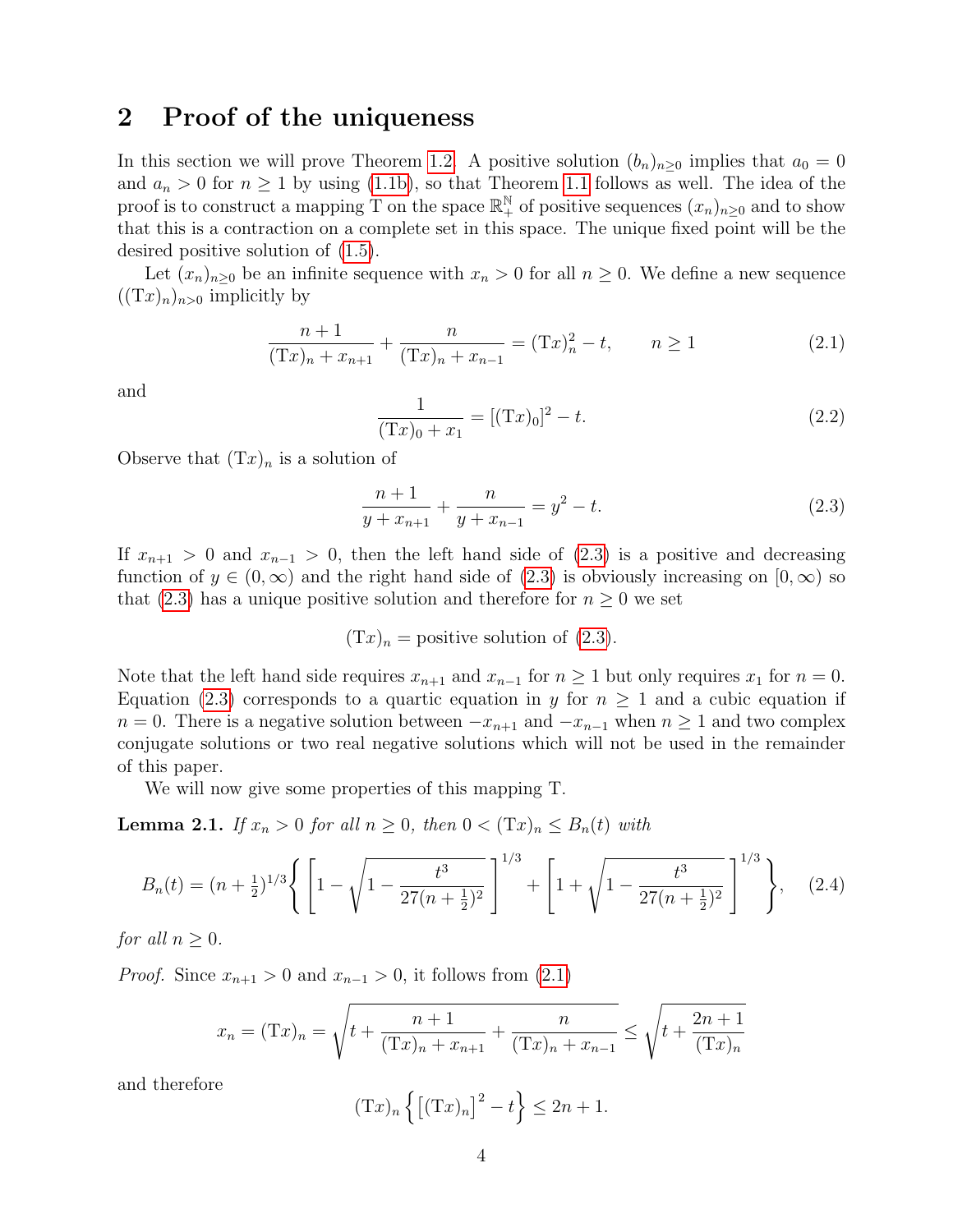## 2 Proof of the uniqueness

In this section we will prove Theorem 1.2. A positive solution $(b_n)_{n\geq 0}$ implies that $a_0 = 0$ and $a_n > 0$ for $n \geq 1$ by using (1.1b), so that Theorem 1.1 follows as well. The idea of the proof is to construct a mapping T on the space $\mathbb{R}_+^{\mathbb{N}}$ of positive sequences $(x_n)_{n\geq 0}$ and to show that this is a contraction on a complete set in this space. The unique fixed point will be the desired positive solution of (1.5).

Let $(x_n)_{n\geq 0}$ be an infinite sequence with $x_n > 0$ for all $n \geq 0$. We define a new sequence $((\mathrm{T}x)_n)_{n\geq 0}$ implicitly by

$$\frac{n+1}{(\mathrm{T}x)_n + x_{n+1}} + \frac{n}{(\mathrm{T}x)_n + x_{n-1}} = (\mathrm{T}x)_n^2 - t, \qquad n \geq 1 \tag{2.1}$$

and

$$\frac{1}{(\mathrm{T}x)_0 + x_1} = [(\mathrm{T}x)_0]^2 - t. \tag{2.2}$$

Observe that $(\mathrm{T}x)_n$ is a solution of

$$\frac{n+1}{y + x_{n+1}} + \frac{n}{y + x_{n-1}} = y^2 - t. \tag{2.3}$$

If $x_{n+1} > 0$ and $x_{n-1} > 0$, then the left hand side of (2.3) is a positive and decreasing function of $y \in (0, \infty)$ and the right hand side of (2.3) is obviously increasing on $[0, \infty)$ so that (2.3) has a unique positive solution and therefore for $n \geq 0$ we set

$$(\mathrm{T}x)_n = \text{positive solution of (2.3)}.$$

Note that the left hand side requires $x_{n+1}$ and $x_{n-1}$ for $n \geq 1$ but only requires $x_1$ for $n = 0$. Equation (2.3) corresponds to a quartic equation in $y$ for $n \geq 1$ and a cubic equation if $n = 0$. There is a negative solution between $-x_{n+1}$ and $-x_{n-1}$ when $n \geq 1$ and two complex conjugate solutions or two real negative solutions which will not be used in the remainder of this paper.

We will now give some properties of this mapping T.

**Lemma 2.1.** *If $x_n > 0$ for all $n \geq 0$, then $0 < (\mathrm{T}x)_n \leq B_n(t)$ with*

$$B_n(t) = (n+\tfrac{1}{2})^{1/3} \left\{ \left[1 - \sqrt{1 - \frac{t^3}{27(n+\frac{1}{2})^2}}\,\right]^{1/3} + \left[1 + \sqrt{1 - \frac{t^3}{27(n+\frac{1}{2})^2}}\,\right]^{1/3} \right\}, \tag{2.4}$$

*for all $n \geq 0$.*

*Proof.* Since $x_{n+1} > 0$ and $x_{n-1} > 0$, it follows from (2.1)

$$x_n = (\mathrm{T}x)_n = \sqrt{t + \frac{n+1}{(\mathrm{T}x)_n + x_{n+1}} + \frac{n}{(\mathrm{T}x)_n + x_{n-1}}} \leq \sqrt{t + \frac{2n+1}{(\mathrm{T}x)_n}}$$

and therefore

$$(\mathrm{T}x)_n \left\{ \left[(\mathrm{T}x)_n\right]^2 - t \right\} \leq 2n + 1.$$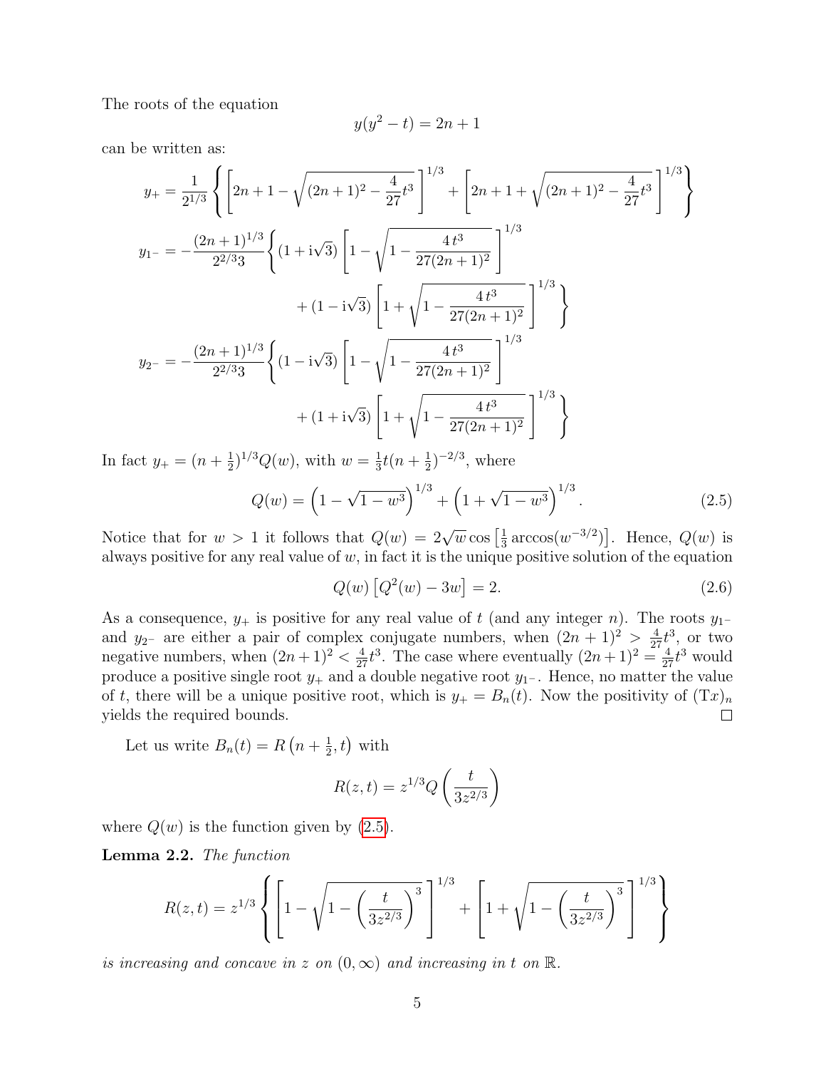The roots of the equation

$$y(y^2 - t) = 2n + 1$$

can be written as:

$$y_+ = \frac{1}{2^{1/3}} \left\{ \left[ 2n+1 - \sqrt{(2n+1)^2 - \frac{4}{27}t^3} \right]^{1/3} + \left[ 2n+1 + \sqrt{(2n+1)^2 - \frac{4}{27}t^3} \right]^{1/3} \right\}$$

$$y_{1^-} = -\frac{(2n+1)^{1/3}}{2^{2/3}3} \left\{ (1 + \mathrm{i}\sqrt{3}) \left[ 1 - \sqrt{1 - \frac{4\,t^3}{27(2n+1)^2}} \right]^{1/3} + (1 - \mathrm{i}\sqrt{3}) \left[ 1 + \sqrt{1 - \frac{4\,t^3}{27(2n+1)^2}} \right]^{1/3} \right\}$$

$$y_{2^-} = -\frac{(2n+1)^{1/3}}{2^{2/3}3} \left\{ (1 - \mathrm{i}\sqrt{3}) \left[ 1 - \sqrt{1 - \frac{4\,t^3}{27(2n+1)^2}} \right]^{1/3} + (1 + \mathrm{i}\sqrt{3}) \left[ 1 + \sqrt{1 - \frac{4\,t^3}{27(2n+1)^2}} \right]^{1/3} \right\}$$

In fact $y_+ = (n + \frac{1}{2})^{1/3} Q(w)$, with $w = \frac{1}{3}t(n+\frac{1}{2})^{-2/3}$, where

$$Q(w) = \left(1 - \sqrt{1 - w^3}\right)^{1/3} + \left(1 + \sqrt{1 - w^3}\right)^{1/3}. \tag{2.5}$$

Notice that for $w > 1$ it follows that $Q(w) = 2\sqrt{w}\cos\left[\frac{1}{3}\arccos(w^{-3/2})\right]$. Hence, $Q(w)$ is always positive for any real value of $w$, in fact it is the unique positive solution of the equation

$$Q(w)\left[Q^2(w) - 3w\right] = 2. \tag{2.6}$$

As a consequence, $y_+$ is positive for any real value of $t$ (and any integer $n$). The roots $y_{1^-}$ and $y_{2^-}$ are either a pair of complex conjugate numbers, when $(2n+1)^2 > \frac{4}{27}t^3$, or two negative numbers, when $(2n+1)^2 < \frac{4}{27}t^3$. The case where eventually $(2n+1)^2 = \frac{4}{27}t^3$ would produce a positive single root $y_+$ and a double negative root $y_{1^-}$. Hence, no matter the value of $t$, there will be a unique positive root, which is $y_+ = B_n(t)$. Now the positivity of $(\mathrm{T}x)_n$ yields the required bounds. ∎

Let us write $B_n(t) = R\left(n + \frac{1}{2}, t\right)$ with

$$R(z,t) = z^{1/3} Q\left(\frac{t}{3z^{2/3}}\right)$$

where $Q(w)$ is the function given by (2.5).

**Lemma 2.2.** *The function*

$$R(z,t) = z^{1/3} \left\{ \left[ 1 - \sqrt{1 - \left(\frac{t}{3z^{2/3}}\right)^3} \right]^{1/3} + \left[ 1 + \sqrt{1 - \left(\frac{t}{3z^{2/3}}\right)^3} \right]^{1/3} \right\}$$

*is increasing and concave in $z$ on $(0,\infty)$ and increasing in $t$ on $\mathbb{R}$.*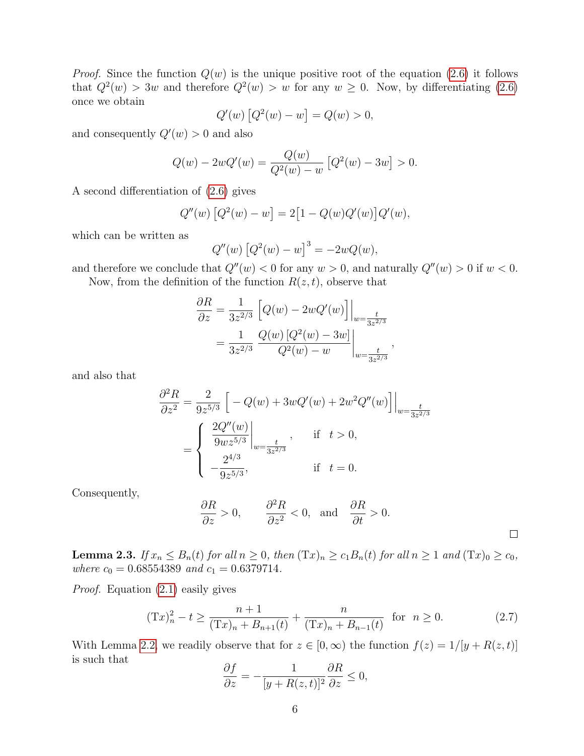*Proof.* Since the function $Q(w)$ is the unique positive root of the equation (2.6) it follows that $Q^2(w) > 3w$ and therefore $Q^2(w) > w$ for any $w \geq 0$. Now, by differentiating (2.6) once we obtain

$$Q'(w)\left[Q^2(w) - w\right] = Q(w) > 0,$$

and consequently $Q'(w) > 0$ and also

$$Q(w) - 2wQ'(w) = \frac{Q(w)}{Q^2(w) - w}\left[Q^2(w) - 3w\right] > 0.$$

A second differentiation of (2.6) gives

$$Q''(w)\left[Q^2(w) - w\right] = 2\big[1 - Q(w)Q'(w)\big]Q'(w),$$

which can be written as

$$Q''(w)\left[Q^2(w) - w\right]^3 = -2wQ(w),$$

and therefore we conclude that $Q''(w) < 0$ for any $w > 0$, and naturally $Q''(w) > 0$ if $w < 0$.

Now, from the definition of the function $R(z,t)$, observe that

$$\begin{aligned}
\frac{\partial R}{\partial z} &= \frac{1}{3z^{2/3}}\left[Q(w) - 2wQ'(w)\right]\Big|_{w=\frac{t}{3z^{2/3}}} \\
&= \frac{1}{3z^{2/3}}\left.\frac{Q(w)\left[Q^2(w) - 3w\right]}{Q^2(w) - w}\right|_{w=\frac{t}{3z^{2/3}}},
\end{aligned}$$

and also that

$$\begin{aligned}
\frac{\partial^2 R}{\partial z^2} &= \frac{2}{9z^{5/3}}\left[-Q(w) + 3wQ'(w) + 2w^2Q''(w)\right]\Big|_{w=\frac{t}{3z^{2/3}}} \\
&= \begin{cases} \left.\dfrac{2Q''(w)}{9wz^{5/3}}\right|_{w=\frac{t}{3z^{2/3}}}, & \text{if } \ t > 0, \\[2ex] -\dfrac{2^{4/3}}{9z^{5/3}}, & \text{if } \ t = 0. \end{cases}
\end{aligned}$$

Consequently,

$$\frac{\partial R}{\partial z} > 0, \qquad \frac{\partial^2 R}{\partial z^2} < 0, \quad \text{and} \quad \frac{\partial R}{\partial t} > 0.$$

$\square$

**Lemma 2.3.** *If $x_n \leq B_n(t)$ for all $n \geq 0$, then $(\mathrm{T}x)_n \geq c_1 B_n(t)$ for all $n \geq 1$ and $(\mathrm{T}x)_0 \geq c_0$, where $c_0 = 0.68554389$ and $c_1 = 0.6379714$.*

*Proof.* Equation (2.1) easily gives

$$(\mathrm{T}x)_n^2 - t \geq \frac{n+1}{(\mathrm{T}x)_n + B_{n+1}(t)} + \frac{n}{(\mathrm{T}x)_n + B_{n-1}(t)} \quad \text{for} \ \ n \geq 0. \tag{2.7}$$

With Lemma 2.2, we readily observe that for $z \in [0,\infty)$ the function $f(z) = 1/[y + R(z,t)]$ is such that

$$\frac{\partial f}{\partial z} = -\frac{1}{[y + R(z,t)]^2}\frac{\partial R}{\partial z} \leq 0,$$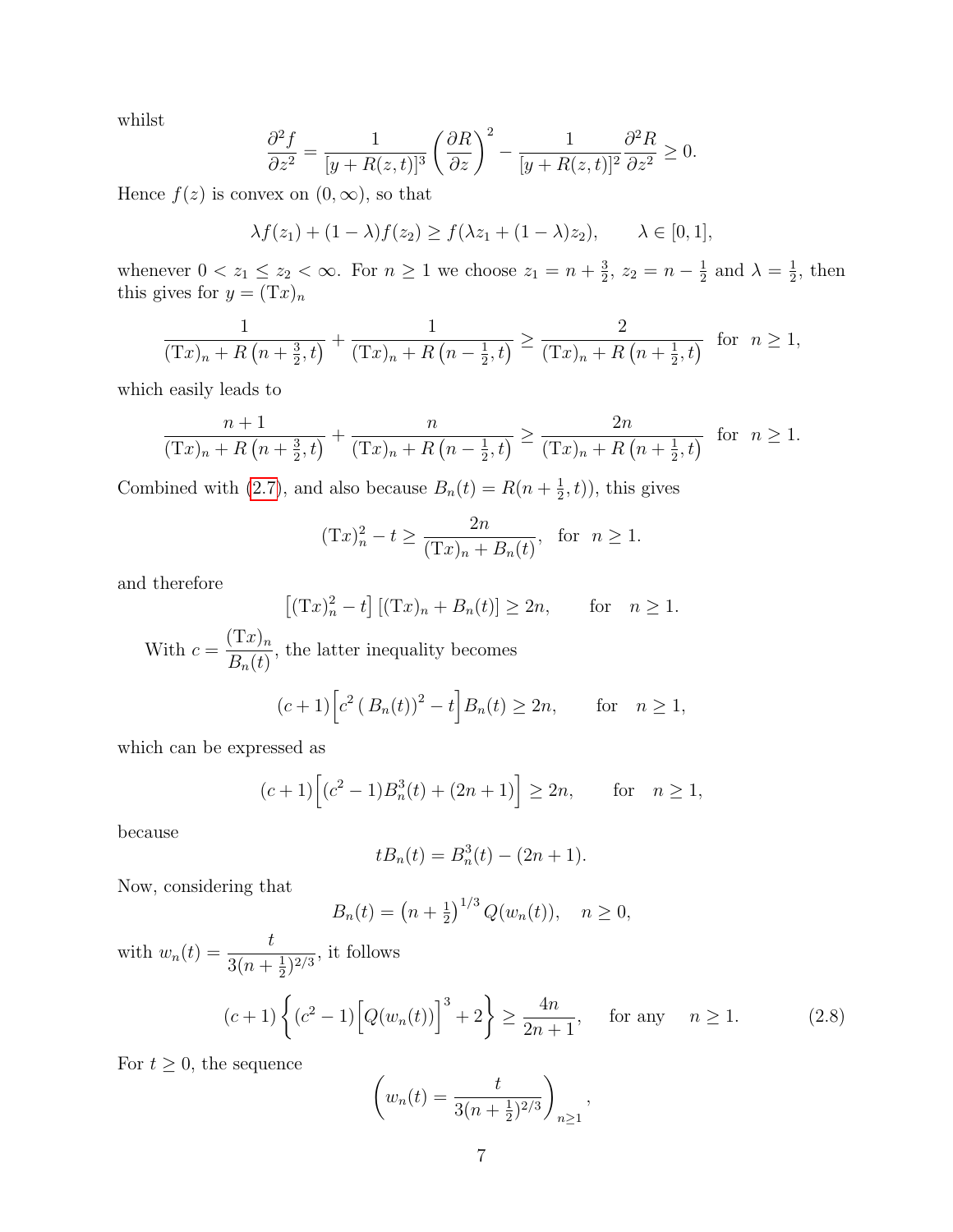whilst

$$\frac{\partial^2 f}{\partial z^2} = \frac{1}{[y+R(z,t)]^3}\left(\frac{\partial R}{\partial z}\right)^2 - \frac{1}{[y+R(z,t)]^2}\frac{\partial^2 R}{\partial z^2} \geq 0.$$

Hence $f(z)$ is convex on $(0,\infty)$, so that

$$\lambda f(z_1) + (1-\lambda) f(z_2) \geq f(\lambda z_1 + (1-\lambda) z_2), \qquad \lambda \in [0,1],$$

whenever $0 < z_1 \leq z_2 < \infty$. For $n \geq 1$ we choose $z_1 = n + \frac{3}{2}$, $z_2 = n - \frac{1}{2}$ and $\lambda = \frac{1}{2}$, then this gives for $y = (\mathrm{T}x)_n$

$$\frac{1}{(\mathrm{T}x)_n + R\left(n+\frac{3}{2},t\right)} + \frac{1}{(\mathrm{T}x)_n + R\left(n-\frac{1}{2},t\right)} \geq \frac{2}{(\mathrm{T}x)_n + R\left(n+\frac{1}{2},t\right)} \quad \text{for} \quad n \geq 1,$$

which easily leads to

$$\frac{n+1}{(\mathrm{T}x)_n + R\left(n+\frac{3}{2},t\right)} + \frac{n}{(\mathrm{T}x)_n + R\left(n-\frac{1}{2},t\right)} \geq \frac{2n}{(\mathrm{T}x)_n + R\left(n+\frac{1}{2},t\right)} \quad \text{for} \quad n \geq 1.$$

Combined with (2.7), and also because $B_n(t) = R(n+\frac{1}{2},t))$, this gives

$$(\mathrm{T}x)_n^2 - t \geq \frac{2n}{(\mathrm{T}x)_n + B_n(t)}, \quad \text{for} \quad n \geq 1.$$

and therefore

$$\left[(\mathrm{T}x)_n^2 - t\right]\left[(\mathrm{T}x)_n + B_n(t)\right] \geq 2n, \qquad \text{for} \quad n \geq 1.$$

With $c = \dfrac{(\mathrm{T}x)_n}{B_n(t)}$, the latter inequality becomes

$$(c+1)\Big[c^2\left(B_n(t)\right)^2 - t\Big] B_n(t) \geq 2n, \qquad \text{for} \quad n \geq 1,$$

which can be expressed as

$$(c+1)\Big[(c^2-1)B_n^3(t) + (2n+1)\Big] \geq 2n, \qquad \text{for} \quad n \geq 1,$$

because

$$tB_n(t) = B_n^3(t) - (2n+1).$$

Now, considering that

$$B_n(t) = \left(n+\tfrac{1}{2}\right)^{1/3} Q(w_n(t)), \quad n \geq 0,$$

with $w_n(t) = \dfrac{t}{3(n+\frac{1}{2})^{2/3}}$, it follows

$$(c+1)\left\{(c^2-1)\Big[Q(w_n(t))\Big]^3 + 2\right\} \geq \frac{4n}{2n+1}, \qquad \text{for any} \quad n \geq 1. \tag{2.8}$$

For $t \geq 0$, the sequence

$$\left(w_n(t) = \frac{t}{3(n+\frac{1}{2})^{2/3}}\right)_{n\geq 1},$$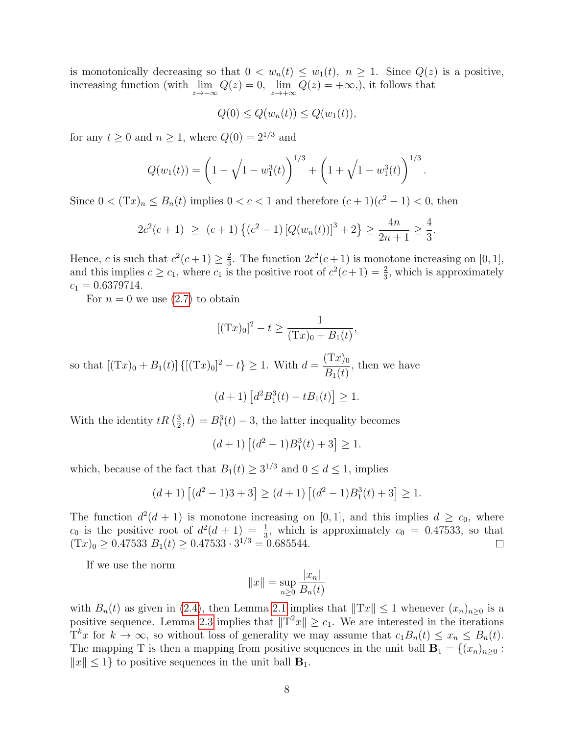is monotonically decreasing so that $0 < w_n(t) \le w_1(t),\ n \ge 1$. Since $Q(z)$ is a positive, increasing function (with $\lim\limits_{z\to-\infty} Q(z) = 0,\ \lim\limits_{z\to+\infty} Q(z) = +\infty$,), it follows that

$$Q(0) \le Q(w_n(t)) \le Q(w_1(t)),$$

for any $t \ge 0$ and $n \ge 1$, where $Q(0) = 2^{1/3}$ and

$$Q(w_1(t)) = \left(1 - \sqrt{1 - w_1^3(t)}\right)^{1/3} + \left(1 + \sqrt{1 - w_1^3(t)}\right)^{1/3}.$$

Since $0 < (\mathrm{T}x)_n \le B_n(t)$ implies $0 < c < 1$ and therefore $(c+1)(c^2-1) < 0$, then

$$2c^2(c+1) \ \ge\ (c+1)\left\{(c^2-1)\left[Q(w_n(t))\right]^3 + 2\right\} \ge \frac{4n}{2n+1} \ge \frac{4}{3}.$$

Hence, $c$ is such that $c^2(c+1) \ge \frac{2}{3}$. The function $2c^2(c+1)$ is monotone increasing on $[0,1]$, and this implies $c \ge c_1$, where $c_1$ is the positive root of $c^2(c+1) = \frac{2}{3}$, which is approximately $c_1 = 0.6379714$.

For $n = 0$ we use (2.7) to obtain

$$[(\mathrm{T}x)_0]^2 - t \ge \frac{1}{(\mathrm{T}x)_0 + B_1(t)},$$

so that $[(\mathrm{T}x)_0 + B_1(t)]\left\{[(\mathrm{T}x)_0]^2 - t\right\} \ge 1$. With $d = \dfrac{(\mathrm{T}x)_0}{B_1(t)}$, then we have

$$(d+1)\left[d^2 B_1^3(t) - tB_1(t)\right] \ge 1.$$

With the identity $tR\left(\frac{3}{2}, t\right) = B_1^3(t) - 3$, the latter inequality becomes

$$(d+1)\left[(d^2-1)B_1^3(t) + 3\right] \ge 1.$$

which, because of the fact that $B_1(t) \ge 3^{1/3}$ and $0 \le d \le 1$, implies

$$(d+1)\left[(d^2-1)3 + 3\right] \ge (d+1)\left[(d^2-1)B_1^3(t) + 3\right] \ge 1.$$

The function $d^2(d+1)$ is monotone increasing on $[0,1]$, and this implies $d \ge c_0$, where $c_0$ is the positive root of $d^2(d+1) = \frac{1}{3}$, which is approximately $c_0 = 0.47533$, so that $(\mathrm{T}x)_0 \ge 0.47533\ B_1(t) \ge 0.47533 \cdot 3^{1/3} = 0.685544$. □

If we use the norm

$$\|x\| = \sup_{n\ge 0} \frac{|x_n|}{B_n(t)}$$

with $B_n(t)$ as given in (2.4), then Lemma 2.1 implies that $\|\mathrm{T}x\| \le 1$ whenever $(x_n)_{n\ge 0}$ is a positive sequence. Lemma 2.3 implies that $\|\mathrm{T}^2 x\| \ge c_1$. We are interested in the iterations $\mathrm{T}^k x$ for $k \to \infty$, so without loss of generality we may assume that $c_1 B_n(t) \le x_n \le B_n(t)$. The mapping T is then a mapping from positive sequences in the unit ball $\mathbf{B}_1 = \{(x_n)_{n\ge 0} : \|x\| \le 1\}$ to positive sequences in the unit ball $\mathbf{B}_1$.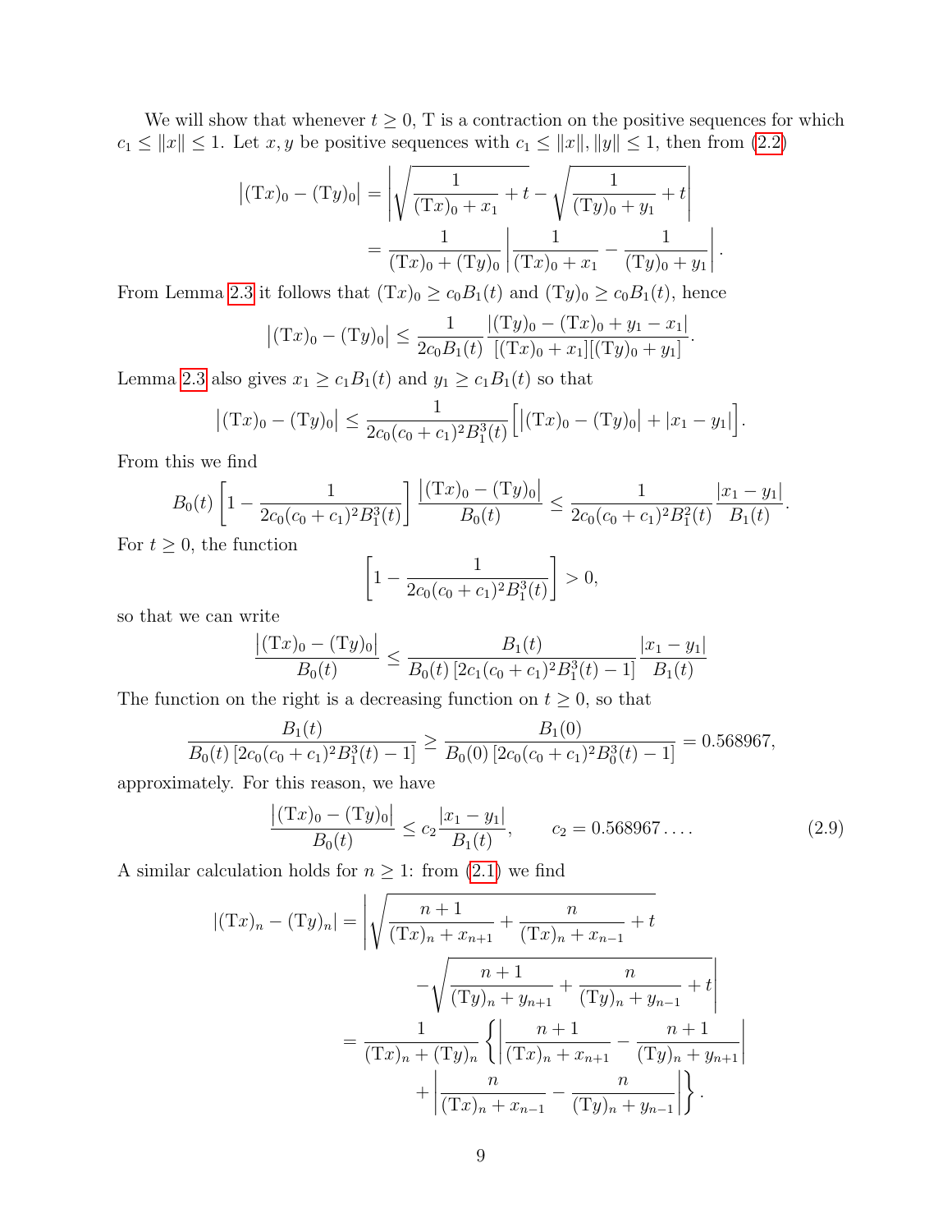We will show that whenever $t \geq 0$, T is a contraction on the positive sequences for which $c_1 \leq \|x\| \leq 1$. Let $x, y$ be positive sequences with $c_1 \leq \|x\|, \|y\| \leq 1$, then from (2.2)

$$\begin{aligned}
\big|(\mathrm{T}x)_0 - (\mathrm{T}y)_0\big| &= \left|\sqrt{\frac{1}{(\mathrm{T}x)_0 + x_1} + t} - \sqrt{\frac{1}{(\mathrm{T}y)_0 + y_1} + t}\right| \\
&= \frac{1}{(\mathrm{T}x)_0 + (\mathrm{T}y)_0}\left|\frac{1}{(\mathrm{T}x)_0 + x_1} - \frac{1}{(\mathrm{T}y)_0 + y_1}\right|.
\end{aligned}$$

From Lemma 2.3 it follows that $(\mathrm{T}x)_0 \geq c_0 B_1(t)$ and $(\mathrm{T}y)_0 \geq c_0 B_1(t)$, hence

$$\big|(\mathrm{T}x)_0 - (\mathrm{T}y)_0\big| \leq \frac{1}{2c_0 B_1(t)} \frac{|(\mathrm{T}y)_0 - (\mathrm{T}x)_0 + y_1 - x_1|}{[(\mathrm{T}x)_0 + x_1][(\mathrm{T}y)_0 + y_1]}.$$

Lemma 2.3 also gives $x_1 \geq c_1 B_1(t)$ and $y_1 \geq c_1 B_1(t)$ so that

$$\big|(\mathrm{T}x)_0 - (\mathrm{T}y)_0\big| \leq \frac{1}{2c_0(c_0+c_1)^2 B_1^3(t)}\Big[\big|(\mathrm{T}x)_0 - (\mathrm{T}y)_0\big| + |x_1 - y_1|\Big].$$

From this we find

$$B_0(t)\left[1 - \frac{1}{2c_0(c_0+c_1)^2 B_1^3(t)}\right] \frac{\big|(\mathrm{T}x)_0 - (\mathrm{T}y)_0\big|}{B_0(t)} \leq \frac{1}{2c_0(c_0+c_1)^2 B_1^2(t)} \frac{|x_1 - y_1|}{B_1(t)}.$$

For $t \geq 0$, the function

$$\left[1 - \frac{1}{2c_0(c_0+c_1)^2 B_1^3(t)}\right] > 0,$$

so that we can write

$$\frac{\big|(\mathrm{T}x)_0 - (\mathrm{T}y)_0\big|}{B_0(t)} \leq \frac{B_1(t)}{B_0(t)\,[2c_1(c_0+c_1)^2 B_1^3(t) - 1]} \frac{|x_1 - y_1|}{B_1(t)}$$

The function on the right is a decreasing function on $t \geq 0$, so that

$$\frac{B_1(t)}{B_0(t)\,[2c_0(c_0+c_1)^2 B_1^3(t) - 1]} \geq \frac{B_1(0)}{B_0(0)\,[2c_0(c_0+c_1)^2 B_0^3(t) - 1]} = 0.568967,$$

approximately. For this reason, we have

$$\frac{\big|(\mathrm{T}x)_0 - (\mathrm{T}y)_0\big|}{B_0(t)} \leq c_2 \frac{|x_1 - y_1|}{B_1(t)}, \qquad c_2 = 0.568967\ldots. \tag{2.9}$$

A similar calculation holds for $n \geq 1$: from (2.1) we find

$$\begin{aligned}
|(\mathrm{T}x)_n - (\mathrm{T}y)_n| &= \Bigg|\sqrt{\frac{n+1}{(\mathrm{T}x)_n + x_{n+1}} + \frac{n}{(\mathrm{T}x)_n + x_{n-1}} + t} \\
&\qquad - \sqrt{\frac{n+1}{(\mathrm{T}y)_n + y_{n+1}} + \frac{n}{(\mathrm{T}y)_n + y_{n-1}} + t}\Bigg| \\
&= \frac{1}{(\mathrm{T}x)_n + (\mathrm{T}y)_n}\left\{\left|\frac{n+1}{(\mathrm{T}x)_n + x_{n+1}} - \frac{n+1}{(\mathrm{T}y)_n + y_{n+1}}\right|\right. \\
&\qquad \left. + \left|\frac{n}{(\mathrm{T}x)_n + x_{n-1}} - \frac{n}{(\mathrm{T}y)_n + y_{n-1}}\right|\right\}.
\end{aligned}$$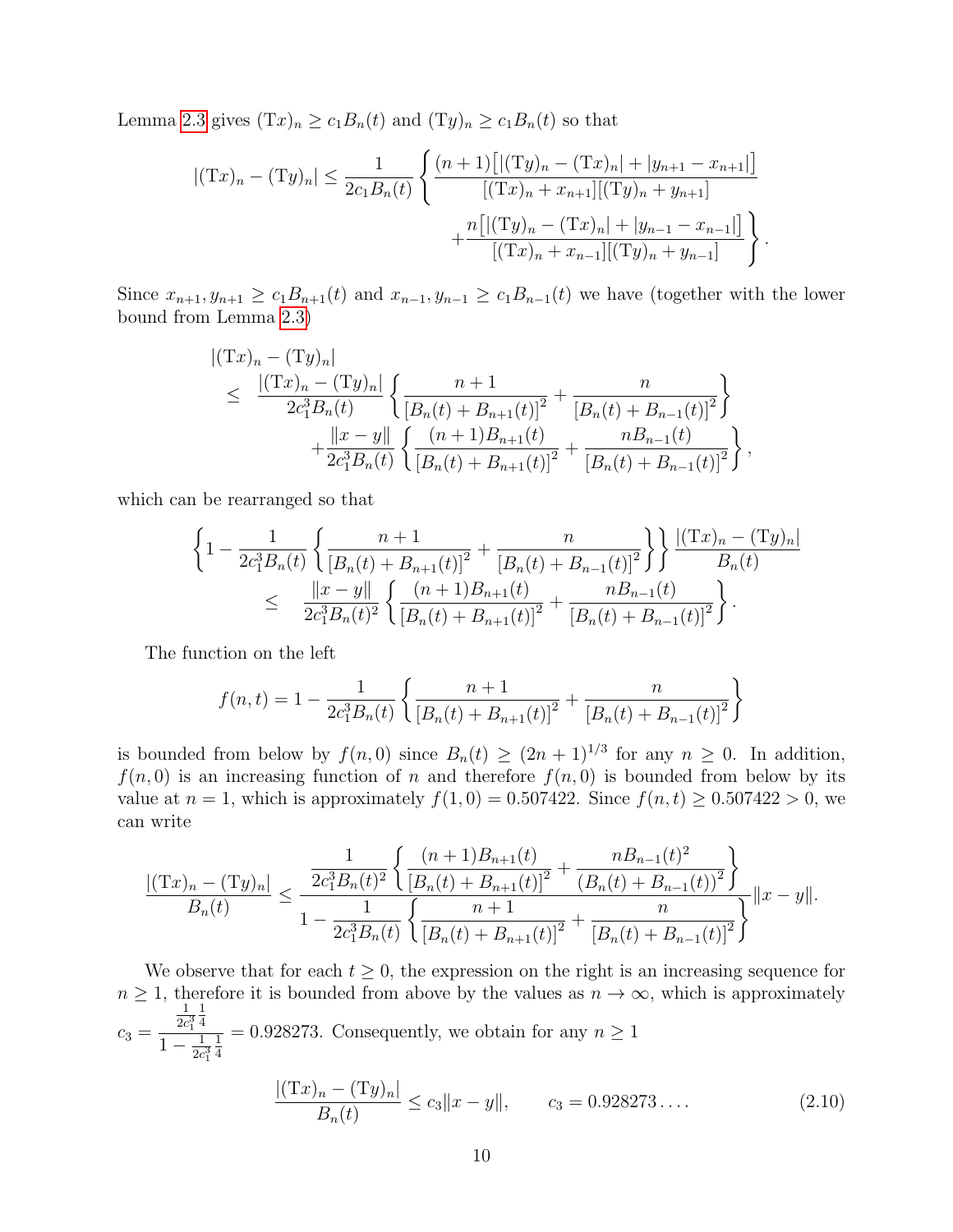Lemma 2.3 gives $(\mathrm{T}x)_n \geq c_1 B_n(t)$ and $(\mathrm{T}y)_n \geq c_1 B_n(t)$ so that

$$
|(\mathrm{T}x)_n - (\mathrm{T}y)_n| \leq \frac{1}{2c_1 B_n(t)} \left\{ \frac{(n+1)\big[|(\mathrm{T}y)_n - (\mathrm{T}x)_n| + |y_{n+1} - x_{n+1}|\big]}{[(\mathrm{T}x)_n + x_{n+1}][(\mathrm{T}y)_n + y_{n+1}]} \right.
$$
$$
\left. + \frac{n\big[|(\mathrm{T}y)_n - (\mathrm{T}x)_n| + |y_{n-1} - x_{n-1}|\big]}{[(\mathrm{T}x)_n + x_{n-1}][(\mathrm{T}y)_n + y_{n-1}]} \right\}.
$$

Since $x_{n+1}, y_{n+1} \geq c_1 B_{n+1}(t)$ and $x_{n-1}, y_{n-1} \geq c_1 B_{n-1}(t)$ we have (together with the lower bound from Lemma 2.3)

$$
\begin{aligned}
&|(\mathrm{T}x)_n - (\mathrm{T}y)_n| \\
&\quad \leq \frac{|(\mathrm{T}x)_n - (\mathrm{T}y)_n|}{2c_1^3 B_n(t)} \left\{ \frac{n+1}{\left[B_n(t) + B_{n+1}(t)\right]^2} + \frac{n}{\left[B_n(t) + B_{n-1}(t)\right]^2} \right\} \\
&\qquad + \frac{\|x-y\|}{2c_1^3 B_n(t)} \left\{ \frac{(n+1)B_{n+1}(t)}{\left[B_n(t) + B_{n+1}(t)\right]^2} + \frac{nB_{n-1}(t)}{\left[B_n(t) + B_{n-1}(t)\right]^2} \right\},
\end{aligned}
$$

which can be rearranged so that

$$
\begin{aligned}
&\left\{ 1 - \frac{1}{2c_1^3 B_n(t)} \left\{ \frac{n+1}{\left[B_n(t) + B_{n+1}(t)\right]^2} + \frac{n}{\left[B_n(t) + B_{n-1}(t)\right]^2} \right\} \right\} \frac{|(\mathrm{T}x)_n - (\mathrm{T}y)_n|}{B_n(t)} \\
&\quad \leq \frac{\|x-y\|}{2c_1^3 B_n(t)^2} \left\{ \frac{(n+1)B_{n+1}(t)}{\left[B_n(t) + B_{n+1}(t)\right]^2} + \frac{nB_{n-1}(t)}{\left[B_n(t) + B_{n-1}(t)\right]^2} \right\}.
\end{aligned}
$$

The function on the left

$$
f(n,t) = 1 - \frac{1}{2c_1^3 B_n(t)} \left\{ \frac{n+1}{\left[B_n(t) + B_{n+1}(t)\right]^2} + \frac{n}{\left[B_n(t) + B_{n-1}(t)\right]^2} \right\}
$$

is bounded from below by $f(n,0)$ since $B_n(t) \geq (2n+1)^{1/3}$ for any $n \geq 0$. In addition, $f(n,0)$ is an increasing function of $n$ and therefore $f(n,0)$ is bounded from below by its value at $n = 1$, which is approximately $f(1,0) = 0.507422$. Since $f(n,t) \geq 0.507422 > 0$, we can write

$$
\frac{|(\mathrm{T}x)_n - (\mathrm{T}y)_n|}{B_n(t)} \leq \frac{\dfrac{1}{2c_1^3 B_n(t)^2} \left\{ \dfrac{(n+1)B_{n+1}(t)}{\left[B_n(t) + B_{n+1}(t)\right]^2} + \dfrac{nB_{n-1}(t)^2}{\left(B_n(t) + B_{n-1}(t)\right)^2} \right\}}{1 - \dfrac{1}{2c_1^3 B_n(t)} \left\{ \dfrac{n+1}{\left[B_n(t) + B_{n+1}(t)\right]^2} + \dfrac{n}{\left[B_n(t) + B_{n-1}(t)\right]^2} \right\}} \|x - y\|.
$$

We observe that for each $t \geq 0$, the expression on the right is an increasing sequence for $n \geq 1$, therefore it is bounded from above by the values as $n \to \infty$, which is approximately $c_3 = \dfrac{\frac{1}{2c_1^3}\frac{1}{4}}{1 - \frac{1}{2c_1^3}\frac{1}{4}} = 0.928273$. Consequently, we obtain for any $n \geq 1$

$$
\frac{|(\mathrm{T}x)_n - (\mathrm{T}y)_n|}{B_n(t)} \leq c_3 \|x - y\|, \qquad c_3 = 0.928273\ldots. \tag{2.10}
$$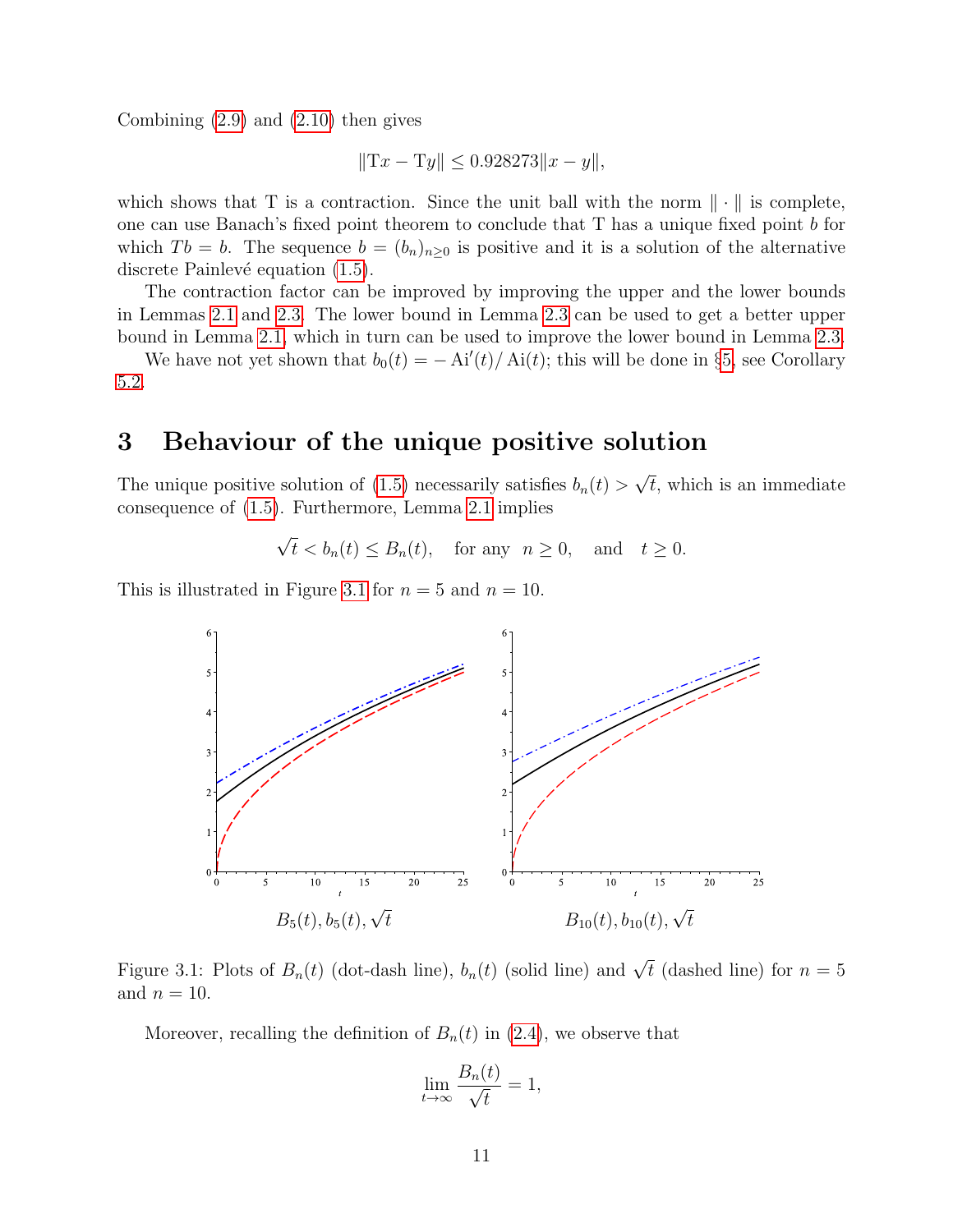Combining (2.9) and (2.10) then gives

$$\|Tx - Ty\| \leq 0.928273\|x - y\|,$$

which shows that T is a contraction. Since the unit ball with the norm $\|\cdot\|$ is complete, one can use Banach's fixed point theorem to conclude that T has a unique fixed point $b$ for which $Tb = b$. The sequence $b = (b_n)_{n\geq 0}$ is positive and it is a solution of the alternative discrete Painlevé equation (1.5).

The contraction factor can be improved by improving the upper and the lower bounds in Lemmas 2.1 and 2.3. The lower bound in Lemma 2.3 can be used to get a better upper bound in Lemma 2.1, which in turn can be used to improve the lower bound in Lemma 2.3.

We have not yet shown that $b_0(t) = -\operatorname{Ai}'(t)/\operatorname{Ai}(t)$; this will be done in §5, see Corollary 5.2.

# 3 Behaviour of the unique positive solution

The unique positive solution of (1.5) necessarily satisfies $b_n(t) > \sqrt{t}$, which is an immediate consequence of (1.5). Furthermore, Lemma 2.1 implies

$$\sqrt{t} < b_n(t) \leq B_n(t), \quad \text{for any} \quad n \geq 0, \quad \text{and} \quad t \geq 0.$$

This is illustrated in Figure 3.1 for $n = 5$ and $n = 10$.

$B_5(t), b_5(t), \sqrt{t}$ $\qquad$ $B_{10}(t), b_{10}(t), \sqrt{t}$

Figure 3.1: Plots of $B_n(t)$ (dot-dash line), $b_n(t)$ (solid line) and $\sqrt{t}$ (dashed line) for $n = 5$ and $n = 10$.

Moreover, recalling the definition of $B_n(t)$ in (2.4), we observe that

$$\lim_{t\to\infty} \frac{B_n(t)}{\sqrt{t}} = 1,$$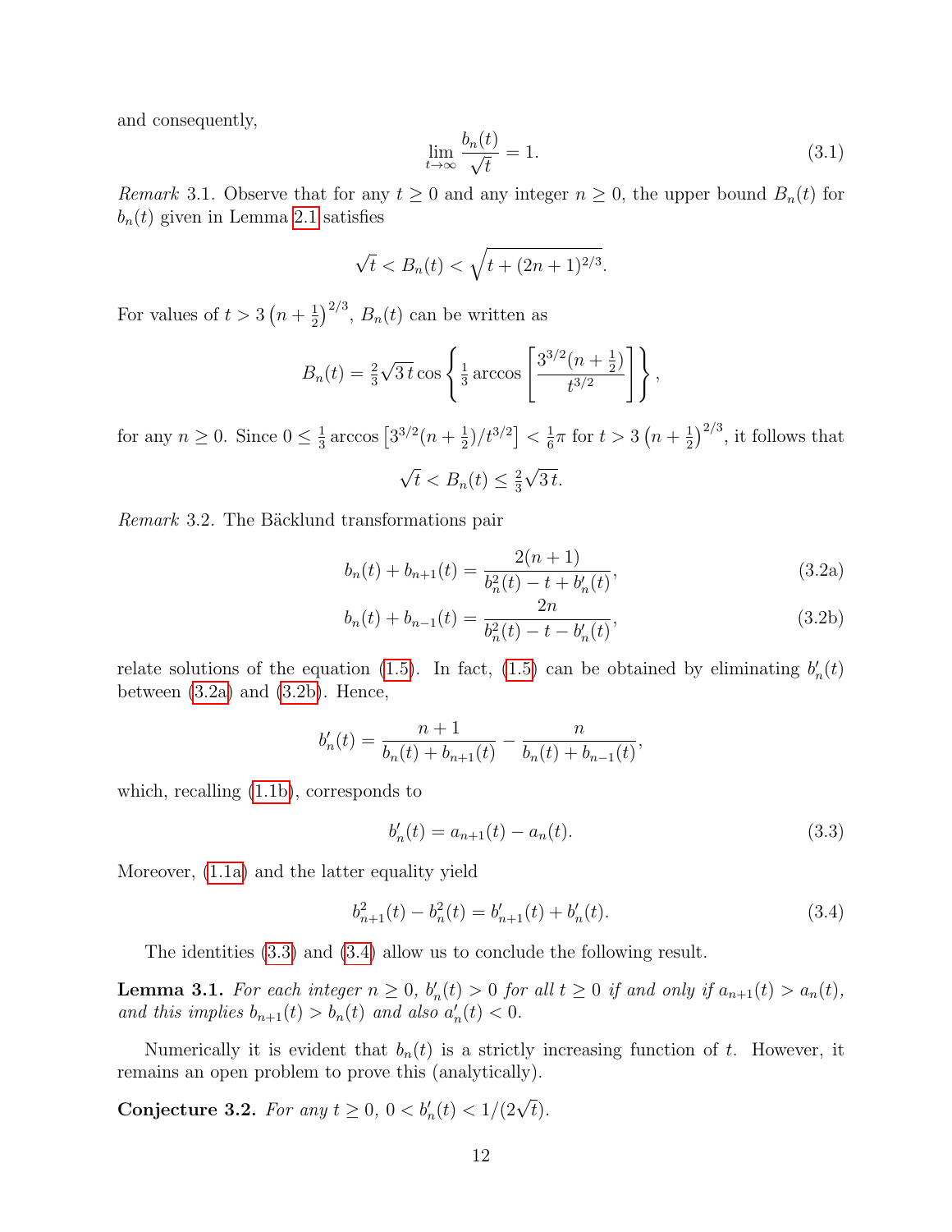and consequently,

$$\lim_{t\to\infty} \frac{b_n(t)}{\sqrt{t}} = 1. \tag{3.1}$$

*Remark* 3.1. Observe that for any $t \geq 0$ and any integer $n \geq 0$, the upper bound $B_n(t)$ for $b_n(t)$ given in Lemma 2.1 satisfies

$$\sqrt{t} < B_n(t) < \sqrt{t + (2n+1)^{2/3}}.$$

For values of $t > 3\left(n + \frac{1}{2}\right)^{2/3}$, $B_n(t)$ can be written as

$$B_n(t) = \tfrac{2}{3}\sqrt{3\,t}\cos\left\{\tfrac{1}{3}\arccos\left[\frac{3^{3/2}(n+\frac{1}{2})}{t^{3/2}}\right]\right\},$$

for any $n \geq 0$. Since $0 \leq \frac{1}{3}\arccos\left[3^{3/2}(n+\frac{1}{2})/t^{3/2}\right] < \frac{1}{6}\pi$ for $t > 3\left(n+\frac{1}{2}\right)^{2/3}$, it follows that

$$\sqrt{t} < B_n(t) \leq \tfrac{2}{3}\sqrt{3\,t}.$$

*Remark* 3.2. The Bäcklund transformations pair

$$b_n(t) + b_{n+1}(t) = \frac{2(n+1)}{b_n^2(t) - t + b_n'(t)}, \tag{3.2a}$$

$$b_n(t) + b_{n-1}(t) = \frac{2n}{b_n^2(t) - t - b_n'(t)}, \tag{3.2b}$$

relate solutions of the equation (1.5). In fact, (1.5) can be obtained by eliminating $b_n'(t)$ between (3.2a) and (3.2b). Hence,

$$b_n'(t) = \frac{n+1}{b_n(t) + b_{n+1}(t)} - \frac{n}{b_n(t) + b_{n-1}(t)},$$

which, recalling (1.1b), corresponds to

$$b_n'(t) = a_{n+1}(t) - a_n(t). \tag{3.3}$$

Moreover, (1.1a) and the latter equality yield

$$b_{n+1}^2(t) - b_n^2(t) = b_{n+1}'(t) + b_n'(t). \tag{3.4}$$

The identities (3.3) and (3.4) allow us to conclude the following result.

**Lemma 3.1.** *For each integer $n \geq 0$, $b_n'(t) > 0$ for all $t \geq 0$ if and only if $a_{n+1}(t) > a_n(t)$, and this implies $b_{n+1}(t) > b_n(t)$ and also $a_n'(t) < 0$.*

Numerically it is evident that $b_n(t)$ is a strictly increasing function of $t$. However, it remains an open problem to prove this (analytically).

**Conjecture 3.2.** *For any $t \geq 0$, $0 < b_n'(t) < 1/(2\sqrt{t})$.*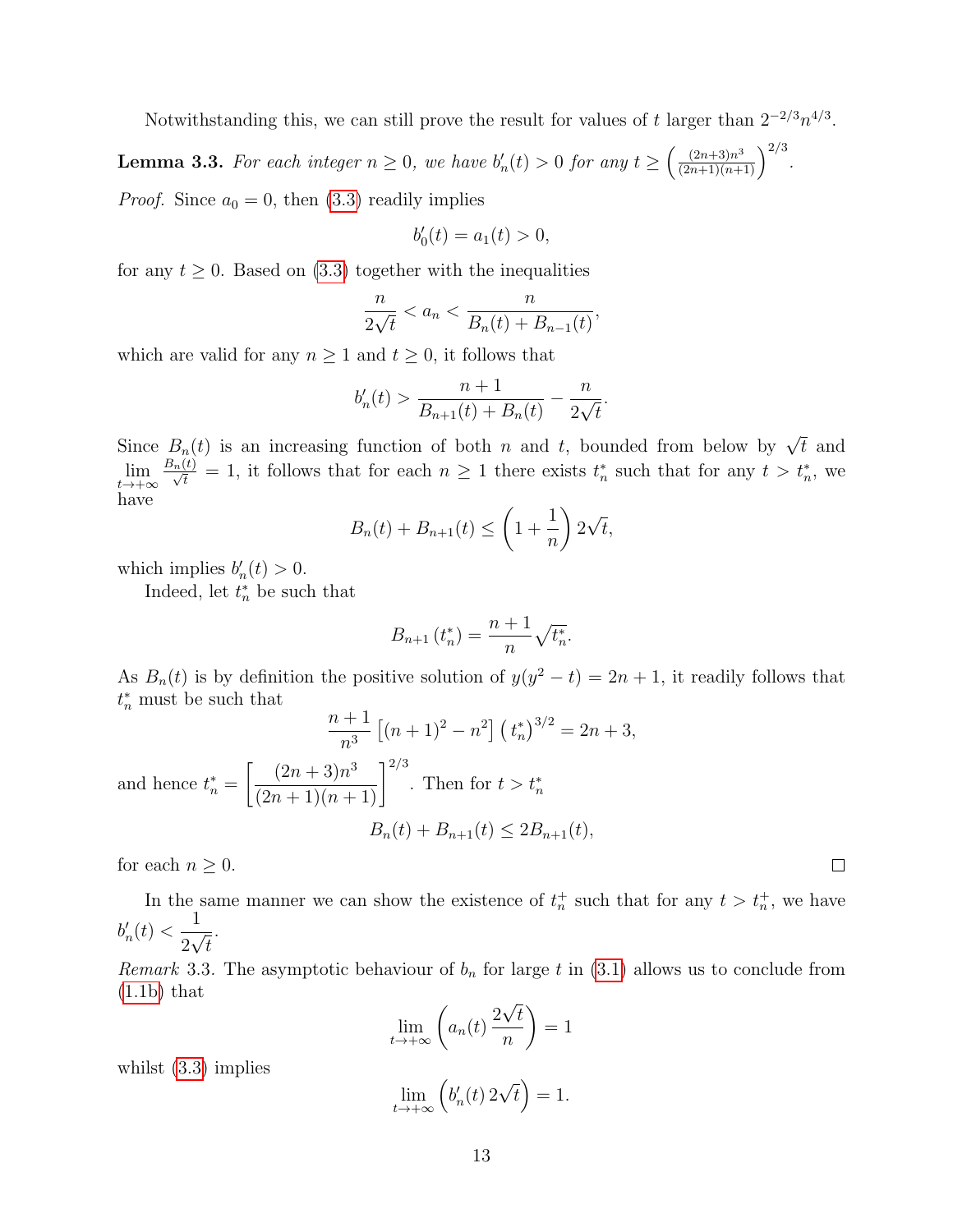Notwithstanding this, we can still prove the result for values of $t$ larger than $2^{-2/3}n^{4/3}$.

**Lemma 3.3.** *For each integer $n \geq 0$, we have $b_n'(t) > 0$ for any $t \geq \left(\frac{(2n+3)n^3}{(2n+1)(n+1)}\right)^{2/3}$.*

*Proof.* Since $a_0 = 0$, then (3.3) readily implies

$$b_0'(t) = a_1(t) > 0,$$

for any $t \geq 0$. Based on (3.3) together with the inequalities

$$\frac{n}{2\sqrt{t}} < a_n < \frac{n}{B_n(t) + B_{n-1}(t)},$$

which are valid for any $n \geq 1$ and $t \geq 0$, it follows that

$$b_n'(t) > \frac{n+1}{B_{n+1}(t) + B_n(t)} - \frac{n}{2\sqrt{t}}.$$

Since $B_n(t)$ is an increasing function of both $n$ and $t$, bounded from below by $\sqrt{t}$ and $\lim_{t\to+\infty} \frac{B_n(t)}{\sqrt{t}} = 1$, it follows that for each $n \geq 1$ there exists $t_n^*$ such that for any $t > t_n^*$, we have

$$B_n(t) + B_{n+1}(t) \leq \left(1 + \frac{1}{n}\right) 2\sqrt{t},$$

which implies $b_n'(t) > 0$.

Indeed, let $t_n^*$ be such that

$$B_{n+1}\left(t_n^*\right) = \frac{n+1}{n}\sqrt{t_n^*}.$$

As $B_n(t)$ is by definition the positive solution of $y(y^2 - t) = 2n + 1$, it readily follows that $t_n^*$ must be such that

$$\frac{n+1}{n^3}\left[(n+1)^2 - n^2\right]\left(t_n^*\right)^{3/2} = 2n + 3,$$

and hence $t_n^* = \left[\frac{(2n+3)n^3}{(2n+1)(n+1)}\right]^{2/3}$. Then for $t > t_n^*$

$$B_n(t) + B_{n+1}(t) \leq 2B_{n+1}(t),$$

for each $n \geq 0$. $\square$

In the same manner we can show the existence of $t_n^+$ such that for any $t > t_n^+$, we have $b_n'(t) < \dfrac{1}{2\sqrt{t}}$.

*Remark* 3.3. The asymptotic behaviour of $b_n$ for large $t$ in (3.1) allows us to conclude from (1.1b) that

$$\lim_{t\to+\infty}\left(a_n(t)\,\frac{2\sqrt{t}}{n}\right) = 1$$

whilst (3.3) implies

$$\lim_{t\to+\infty}\left(b_n'(t)\,2\sqrt{t}\right) = 1.$$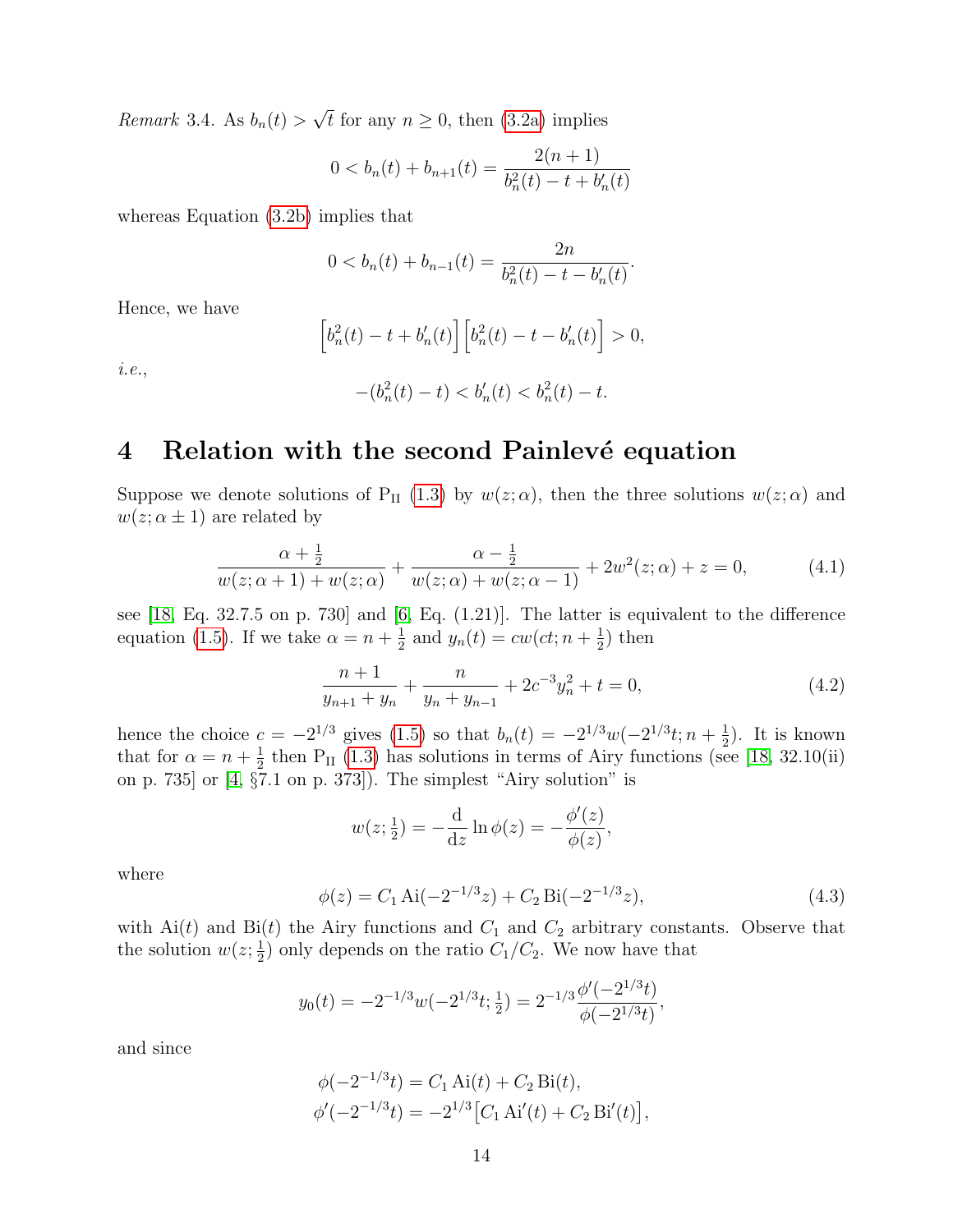*Remark* 3.4. As $b_n(t) > \sqrt{t}$ for any $n \geq 0$, then (3.2a) implies

$$0 < b_n(t) + b_{n+1}(t) = \frac{2(n+1)}{b_n^2(t) - t + b_n'(t)}$$

whereas Equation (3.2b) implies that

$$0 < b_n(t) + b_{n-1}(t) = \frac{2n}{b_n^2(t) - t - b_n'(t)}.$$

Hence, we have

$$\left[b_n^2(t) - t + b_n'(t)\right]\left[b_n^2(t) - t - b_n'(t)\right] > 0,$$

*i.e.*,

$$-(b_n^2(t) - t) < b_n'(t) < b_n^2(t) - t.$$

# 4 Relation with the second Painlevé equation

Suppose we denote solutions of $\mathrm{P_{II}}$ (1.3) by $w(z;\alpha)$, then the three solutions $w(z;\alpha)$ and $w(z;\alpha \pm 1)$ are related by

$$\frac{\alpha + \frac{1}{2}}{w(z;\alpha+1) + w(z;\alpha)} + \frac{\alpha - \frac{1}{2}}{w(z;\alpha) + w(z;\alpha-1)} + 2w^2(z;\alpha) + z = 0, \tag{4.1}$$

see [18, Eq. 32.7.5 on p. 730] and [6, Eq. (1.21)]. The latter is equivalent to the difference equation (1.5). If we take $\alpha = n + \frac{1}{2}$ and $y_n(t) = cw(ct; n + \frac{1}{2})$ then

$$\frac{n+1}{y_{n+1} + y_n} + \frac{n}{y_n + y_{n-1}} + 2c^{-3}y_n^2 + t = 0, \tag{4.2}$$

hence the choice $c = -2^{1/3}$ gives (1.5) so that $b_n(t) = -2^{1/3}w(-2^{1/3}t; n + \frac{1}{2})$. It is known that for $\alpha = n + \frac{1}{2}$ then $\mathrm{P_{II}}$ (1.3) has solutions in terms of Airy functions (see [18, 32.10(ii) on p. 735] or [4, §7.1 on p. 373]). The simplest "Airy solution" is

$$w(z;\tfrac{1}{2}) = -\frac{\mathrm{d}}{\mathrm{d}z}\ln\phi(z) = -\frac{\phi'(z)}{\phi(z)},$$

where

$$\phi(z) = C_1\,\mathrm{Ai}(-2^{-1/3}z) + C_2\,\mathrm{Bi}(-2^{-1/3}z), \tag{4.3}$$

with $\mathrm{Ai}(t)$ and $\mathrm{Bi}(t)$ the Airy functions and $C_1$ and $C_2$ arbitrary constants. Observe that the solution $w(z;\frac{1}{2})$ only depends on the ratio $C_1/C_2$. We now have that

$$y_0(t) = -2^{-1/3}w(-2^{1/3}t;\tfrac{1}{2}) = 2^{-1/3}\frac{\phi'(-2^{1/3}t)}{\phi(-2^{1/3}t)},$$

and since

$$\phi(-2^{-1/3}t) = C_1\,\mathrm{Ai}(t) + C_2\,\mathrm{Bi}(t),$$
$$\phi'(-2^{-1/3}t) = -2^{1/3}\big[C_1\,\mathrm{Ai}'(t) + C_2\,\mathrm{Bi}'(t)\big],$$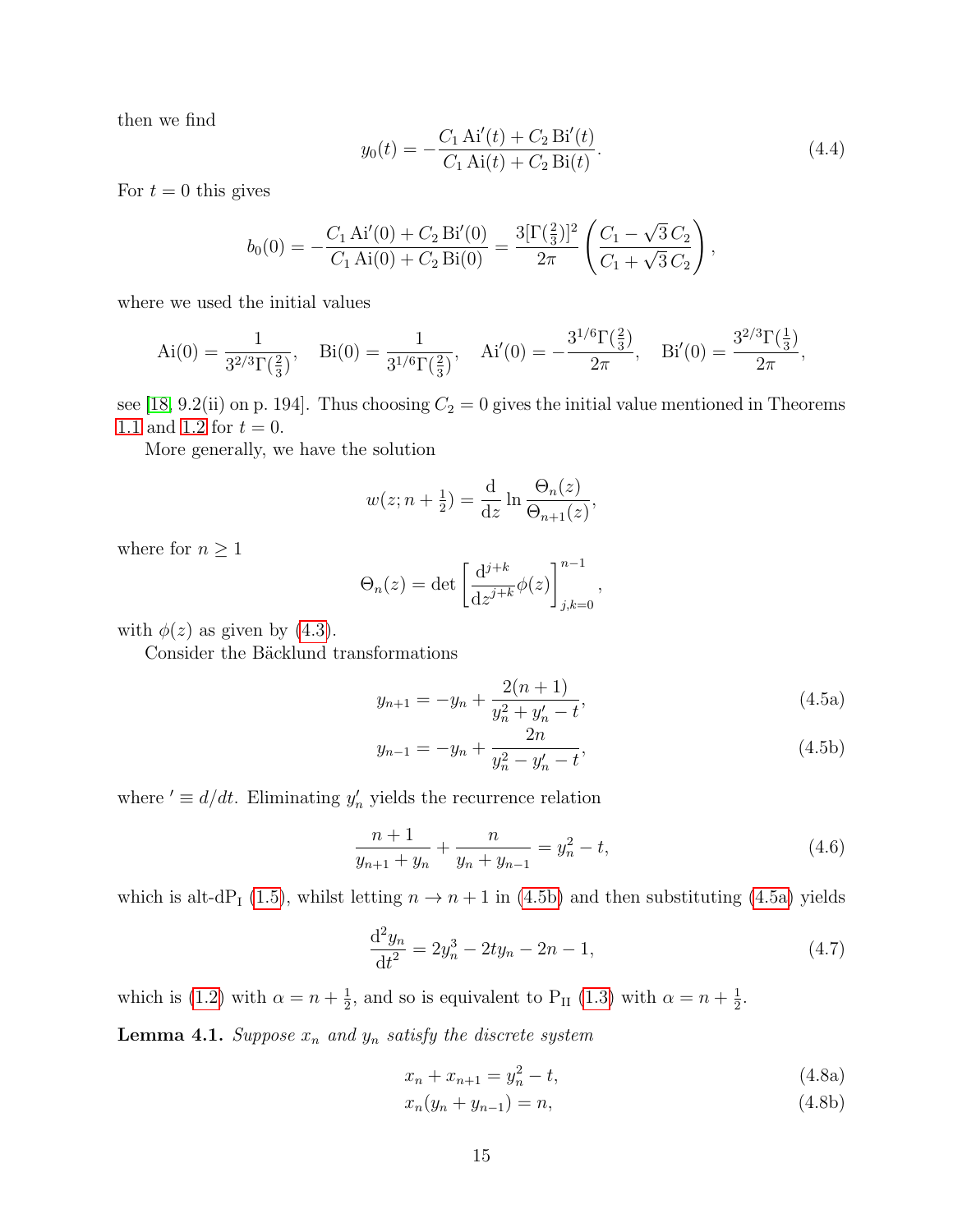then we find

$$y_0(t) = -\frac{C_1\,\mathrm{Ai}'(t) + C_2\,\mathrm{Bi}'(t)}{C_1\,\mathrm{Ai}(t) + C_2\,\mathrm{Bi}(t)}. \tag{4.4}$$

For $t = 0$ this gives

$$b_0(0) = -\frac{C_1\,\mathrm{Ai}'(0) + C_2\,\mathrm{Bi}'(0)}{C_1\,\mathrm{Ai}(0) + C_2\,\mathrm{Bi}(0)} = \frac{3[\Gamma(\frac{2}{3})]^2}{2\pi}\left(\frac{C_1 - \sqrt{3}\,C_2}{C_1 + \sqrt{3}\,C_2}\right),$$

where we used the initial values

$$\mathrm{Ai}(0) = \frac{1}{3^{2/3}\Gamma(\frac{2}{3})}, \quad \mathrm{Bi}(0) = \frac{1}{3^{1/6}\Gamma(\frac{2}{3})}, \quad \mathrm{Ai}'(0) = -\frac{3^{1/6}\Gamma(\frac{2}{3})}{2\pi}, \quad \mathrm{Bi}'(0) = \frac{3^{2/3}\Gamma(\frac{1}{3})}{2\pi},$$

see [18, 9.2(ii) on p. 194]. Thus choosing $C_2 = 0$ gives the initial value mentioned in Theorems 1.1 and 1.2 for $t = 0$.

More generally, we have the solution

$$w(z; n + \tfrac{1}{2}) = \frac{\mathrm{d}}{\mathrm{d}z} \ln \frac{\Theta_n(z)}{\Theta_{n+1}(z)},$$

where for $n \geq 1$

$$\Theta_n(z) = \det\left[\frac{\mathrm{d}^{j+k}}{\mathrm{d}z^{j+k}}\phi(z)\right]_{j,k=0}^{n-1},$$

with $\phi(z)$ as given by (4.3).

Consider the Bäcklund transformations

$$y_{n+1} = -y_n + \frac{2(n+1)}{y_n^2 + y_n' - t}, \tag{4.5a}$$

$$y_{n-1} = -y_n + \frac{2n}{y_n^2 - y_n' - t}, \tag{4.5b}$$

where $' \equiv d/dt$. Eliminating $y_n'$ yields the recurrence relation

$$\frac{n+1}{y_{n+1} + y_n} + \frac{n}{y_n + y_{n-1}} = y_n^2 - t, \tag{4.6}$$

which is alt-dP$_\mathrm{I}$ (1.5), whilst letting $n \to n+1$ in (4.5b) and then substituting (4.5a) yields

$$\frac{\mathrm{d}^2 y_n}{\mathrm{d}t^2} = 2y_n^3 - 2ty_n - 2n - 1, \tag{4.7}$$

which is (1.2) with $\alpha = n + \frac{1}{2}$, and so is equivalent to P$_\mathrm{II}$ (1.3) with $\alpha = n + \frac{1}{2}$.

**Lemma 4.1.** *Suppose $x_n$ and $y_n$ satisfy the discrete system*

$$x_n + x_{n+1} = y_n^2 - t, \tag{4.8a}$$

$$x_n(y_n + y_{n-1}) = n, \tag{4.8b}$$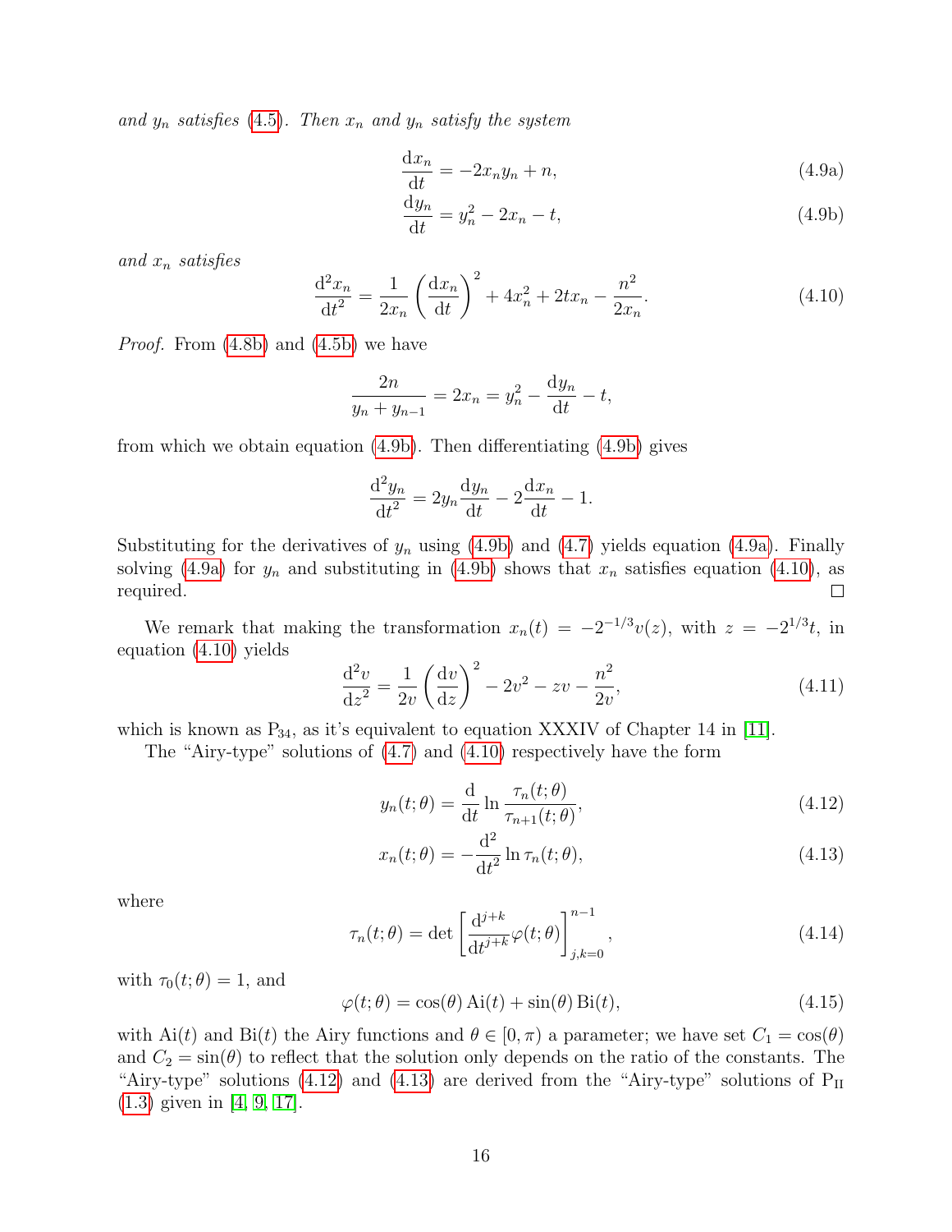*and $y_n$ satisfies* (4.5)*. Then $x_n$ and $y_n$ satisfy the system*

$$\frac{\mathrm{d}x_n}{\mathrm{d}t} = -2x_n y_n + n, \tag{4.9a}$$

$$\frac{\mathrm{d}y_n}{\mathrm{d}t} = y_n^2 - 2x_n - t, \tag{4.9b}$$

*and $x_n$ satisfies*

$$\frac{\mathrm{d}^2 x_n}{\mathrm{d}t^2} = \frac{1}{2x_n}\left(\frac{\mathrm{d}x_n}{\mathrm{d}t}\right)^2 + 4x_n^2 + 2tx_n - \frac{n^2}{2x_n}. \tag{4.10}$$

*Proof.* From (4.8b) and (4.5b) we have

$$\frac{2n}{y_n + y_{n-1}} = 2x_n = y_n^2 - \frac{\mathrm{d}y_n}{\mathrm{d}t} - t,$$

from which we obtain equation (4.9b). Then differentiating (4.9b) gives

$$\frac{\mathrm{d}^2 y_n}{\mathrm{d}t^2} = 2y_n \frac{\mathrm{d}y_n}{\mathrm{d}t} - 2\frac{\mathrm{d}x_n}{\mathrm{d}t} - 1.$$

Substituting for the derivatives of $y_n$ using (4.9b) and (4.7) yields equation (4.9a). Finally solving (4.9a) for $y_n$ and substituting in (4.9b) shows that $x_n$ satisfies equation (4.10), as required. □

We remark that making the transformation $x_n(t) = -2^{-1/3}v(z)$, with $z = -2^{1/3}t$, in equation (4.10) yields

$$\frac{\mathrm{d}^2 v}{\mathrm{d}z^2} = \frac{1}{2v}\left(\frac{\mathrm{d}v}{\mathrm{d}z}\right)^2 - 2v^2 - zv - \frac{n^2}{2v}, \tag{4.11}$$

which is known as $\mathrm{P}_{34}$, as it's equivalent to equation XXXIV of Chapter 14 in [11].

The "Airy-type" solutions of (4.7) and (4.10) respectively have the form

$$y_n(t;\theta) = \frac{\mathrm{d}}{\mathrm{d}t}\ln\frac{\tau_n(t;\theta)}{\tau_{n+1}(t;\theta)}, \tag{4.12}$$

$$x_n(t;\theta) = -\frac{\mathrm{d}^2}{\mathrm{d}t^2}\ln\tau_n(t;\theta), \tag{4.13}$$

where

$$\tau_n(t;\theta) = \det\left[\frac{\mathrm{d}^{j+k}}{\mathrm{d}t^{j+k}}\varphi(t;\theta)\right]_{j,k=0}^{n-1}, \tag{4.14}$$

with $\tau_0(t;\theta) = 1$, and

$$\varphi(t;\theta) = \cos(\theta)\,\mathrm{Ai}(t) + \sin(\theta)\,\mathrm{Bi}(t), \tag{4.15}$$

with $\mathrm{Ai}(t)$ and $\mathrm{Bi}(t)$ the Airy functions and $\theta \in [0,\pi)$ a parameter; we have set $C_1 = \cos(\theta)$ and $C_2 = \sin(\theta)$ to reflect that the solution only depends on the ratio of the constants. The "Airy-type" solutions (4.12) and (4.13) are derived from the "Airy-type" solutions of $\mathrm{P_{II}}$ (1.3) given in [4, 9, 17].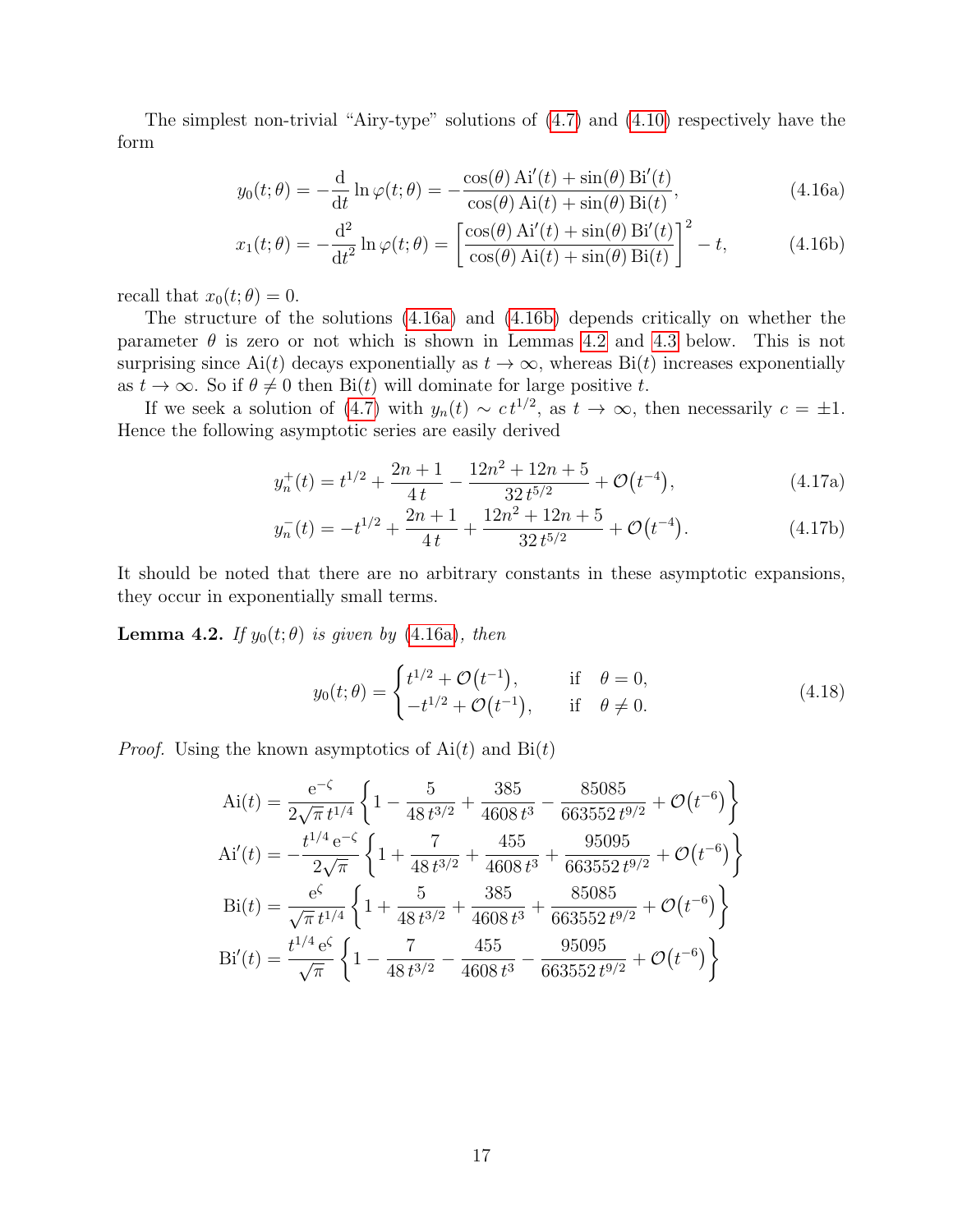The simplest non-trivial "Airy-type" solutions of (4.7) and (4.10) respectively have the form

$$y_0(t;\theta) = -\frac{\mathrm{d}}{\mathrm{d}t}\ln\varphi(t;\theta) = -\frac{\cos(\theta)\,\mathrm{Ai}'(t)+\sin(\theta)\,\mathrm{Bi}'(t)}{\cos(\theta)\,\mathrm{Ai}(t)+\sin(\theta)\,\mathrm{Bi}(t)}, \tag{4.16a}$$

$$x_1(t;\theta) = -\frac{\mathrm{d}^2}{\mathrm{d}t^2}\ln\varphi(t;\theta) = \left[\frac{\cos(\theta)\,\mathrm{Ai}'(t)+\sin(\theta)\,\mathrm{Bi}'(t)}{\cos(\theta)\,\mathrm{Ai}(t)+\sin(\theta)\,\mathrm{Bi}(t)}\right]^2 - t, \tag{4.16b}$$

recall that $x_0(t;\theta)=0$.

The structure of the solutions (4.16a) and (4.16b) depends critically on whether the parameter $\theta$ is zero or not which is shown in Lemmas 4.2 and 4.3 below. This is not surprising since $\mathrm{Ai}(t)$ decays exponentially as $t\to\infty$, whereas $\mathrm{Bi}(t)$ increases exponentially as $t\to\infty$. So if $\theta\neq 0$ then $\mathrm{Bi}(t)$ will dominate for large positive $t$.

If we seek a solution of (4.7) with $y_n(t)\sim c\,t^{1/2}$, as $t\to\infty$, then necessarily $c=\pm1$. Hence the following asymptotic series are easily derived

$$y_n^{+}(t) = t^{1/2} + \frac{2n+1}{4\,t} - \frac{12n^2+12n+5}{32\,t^{5/2}} + \mathcal{O}\big(t^{-4}\big), \tag{4.17a}$$

$$y_n^{-}(t) = -t^{1/2} + \frac{2n+1}{4\,t} + \frac{12n^2+12n+5}{32\,t^{5/2}} + \mathcal{O}\big(t^{-4}\big). \tag{4.17b}$$

It should be noted that there are no arbitrary constants in these asymptotic expansions, they occur in exponentially small terms.

**Lemma 4.2.** *If $y_0(t;\theta)$ is given by (4.16a), then*

$$y_0(t;\theta) = \begin{cases} t^{1/2}+\mathcal{O}\big(t^{-1}\big), & \text{if}\quad \theta=0,\\ -t^{1/2}+\mathcal{O}\big(t^{-1}\big), & \text{if}\quad \theta\neq 0.\end{cases} \tag{4.18}$$

*Proof.* Using the known asymptotics of $\mathrm{Ai}(t)$ and $\mathrm{Bi}(t)$

$$\mathrm{Ai}(t) = \frac{\mathrm{e}^{-\zeta}}{2\sqrt{\pi}\,t^{1/4}}\left\{1-\frac{5}{48\,t^{3/2}}+\frac{385}{4608\,t^3}-\frac{85085}{663552\,t^{9/2}}+\mathcal{O}\big(t^{-6}\big)\right\}$$

$$\mathrm{Ai}'(t) = -\frac{t^{1/4}\,\mathrm{e}^{-\zeta}}{2\sqrt{\pi}}\left\{1+\frac{7}{48\,t^{3/2}}+\frac{455}{4608\,t^3}+\frac{95095}{663552\,t^{9/2}}+\mathcal{O}\big(t^{-6}\big)\right\}$$

$$\mathrm{Bi}(t) = \frac{\mathrm{e}^{\zeta}}{\sqrt{\pi}\,t^{1/4}}\left\{1+\frac{5}{48\,t^{3/2}}+\frac{385}{4608\,t^3}+\frac{85085}{663552\,t^{9/2}}+\mathcal{O}\big(t^{-6}\big)\right\}$$

$$\mathrm{Bi}'(t) = \frac{t^{1/4}\,\mathrm{e}^{\zeta}}{\sqrt{\pi}}\left\{1-\frac{7}{48\,t^{3/2}}-\frac{455}{4608\,t^3}-\frac{95095}{663552\,t^{9/2}}+\mathcal{O}\big(t^{-6}\big)\right\}$$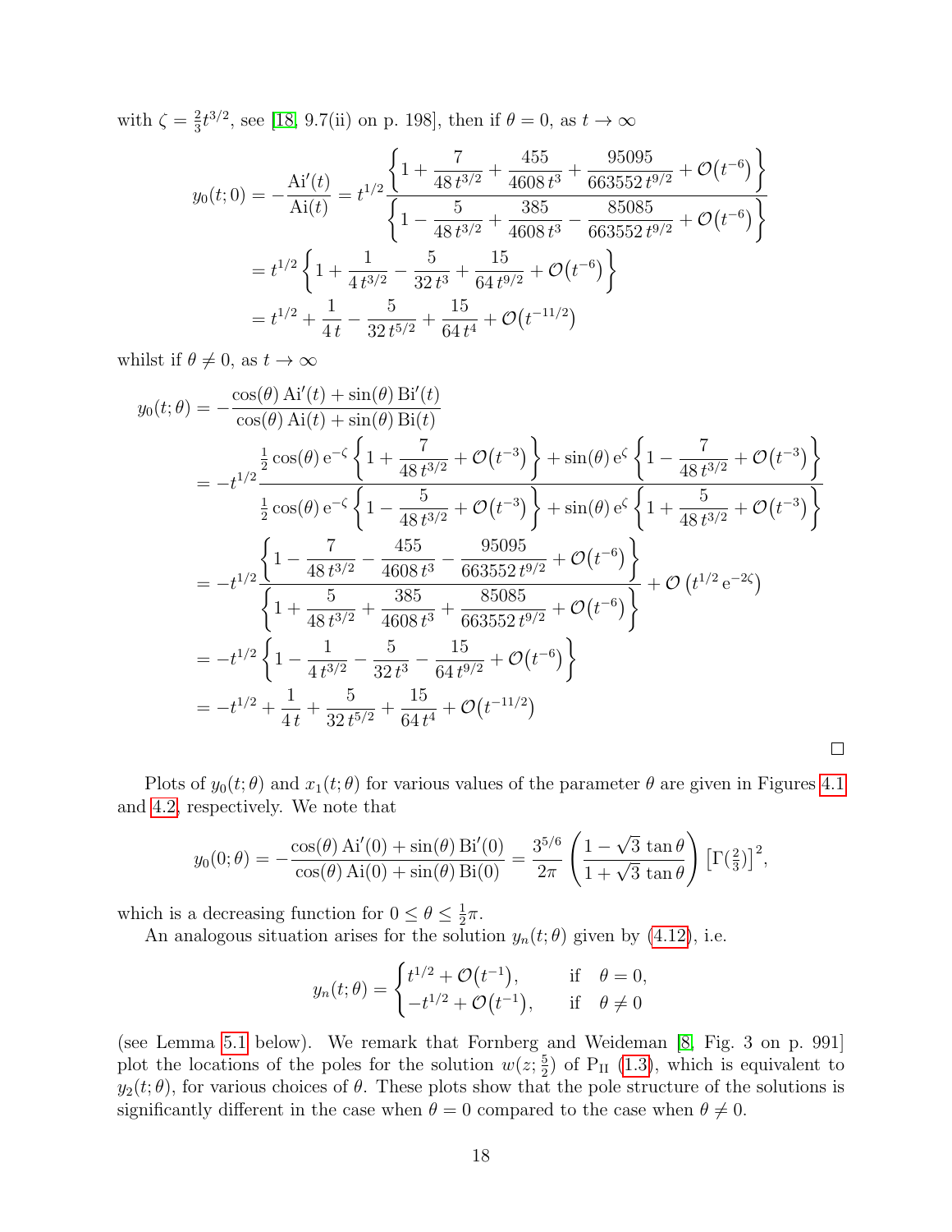with $\zeta = \frac{2}{3}t^{3/2}$, see [18, 9.7(ii) on p. 198], then if $\theta = 0$, as $t \to \infty$

$$
\begin{aligned}
y_0(t;0) &= -\frac{\mathrm{Ai}'(t)}{\mathrm{Ai}(t)} = t^{1/2}\frac{\left\{1 + \dfrac{7}{48\,t^{3/2}} + \dfrac{455}{4608\,t^3} + \dfrac{95095}{663552\,t^{9/2}} + \mathcal{O}\big(t^{-6}\big)\right\}}{\left\{1 - \dfrac{5}{48\,t^{3/2}} + \dfrac{385}{4608\,t^3} - \dfrac{85085}{663552\,t^{9/2}} + \mathcal{O}\big(t^{-6}\big)\right\}} \\
&= t^{1/2}\left\{1 + \frac{1}{4\,t^{3/2}} - \frac{5}{32\,t^3} + \frac{15}{64\,t^{9/2}} + \mathcal{O}\big(t^{-6}\big)\right\} \\
&= t^{1/2} + \frac{1}{4\,t} - \frac{5}{32\,t^{5/2}} + \frac{15}{64\,t^4} + \mathcal{O}\big(t^{-11/2}\big)
\end{aligned}
$$

whilst if $\theta \neq 0$, as $t \to \infty$

$$
\begin{aligned}
y_0(t;\theta) &= -\frac{\cos(\theta)\,\mathrm{Ai}'(t) + \sin(\theta)\,\mathrm{Bi}'(t)}{\cos(\theta)\,\mathrm{Ai}(t) + \sin(\theta)\,\mathrm{Bi}(t)} \\
&= -t^{1/2}\frac{\frac{1}{2}\cos(\theta)\,\mathrm{e}^{-\zeta}\left\{1 + \dfrac{7}{48\,t^{3/2}} + \mathcal{O}\big(t^{-3}\big)\right\} + \sin(\theta)\,\mathrm{e}^{\zeta}\left\{1 - \dfrac{7}{48\,t^{3/2}} + \mathcal{O}\big(t^{-3}\big)\right\}}{\frac{1}{2}\cos(\theta)\,\mathrm{e}^{-\zeta}\left\{1 - \dfrac{5}{48\,t^{3/2}} + \mathcal{O}\big(t^{-3}\big)\right\} + \sin(\theta)\,\mathrm{e}^{\zeta}\left\{1 + \dfrac{5}{48\,t^{3/2}} + \mathcal{O}\big(t^{-3}\big)\right\}} \\
&= -t^{1/2}\frac{\left\{1 - \dfrac{7}{48\,t^{3/2}} - \dfrac{455}{4608\,t^3} - \dfrac{95095}{663552\,t^{9/2}} + \mathcal{O}\big(t^{-6}\big)\right\}}{\left\{1 + \dfrac{5}{48\,t^{3/2}} + \dfrac{385}{4608\,t^3} + \dfrac{85085}{663552\,t^{9/2}} + \mathcal{O}\big(t^{-6}\big)\right\}} + \mathcal{O}\left(t^{1/2}\,\mathrm{e}^{-2\zeta}\right) \\
&= -t^{1/2}\left\{1 - \frac{1}{4\,t^{3/2}} - \frac{5}{32\,t^3} - \frac{15}{64\,t^{9/2}} + \mathcal{O}\big(t^{-6}\big)\right\} \\
&= -t^{1/2} + \frac{1}{4\,t} + \frac{5}{32\,t^{5/2}} + \frac{15}{64\,t^4} + \mathcal{O}\big(t^{-11/2}\big)
\end{aligned}
$$

□

Plots of $y_0(t;\theta)$ and $x_1(t;\theta)$ for various values of the parameter $\theta$ are given in Figures 4.1 and 4.2, respectively. We note that

$$
y_0(0;\theta) = -\frac{\cos(\theta)\,\mathrm{Ai}'(0) + \sin(\theta)\,\mathrm{Bi}'(0)}{\cos(\theta)\,\mathrm{Ai}(0) + \sin(\theta)\,\mathrm{Bi}(0)} = \frac{3^{5/6}}{2\pi}\left(\frac{1 - \sqrt{3}\,\tan\theta}{1 + \sqrt{3}\,\tan\theta}\right)\left[\Gamma(\tfrac{2}{3})\right]^2,
$$

which is a decreasing function for $0 \le \theta \le \frac{1}{2}\pi$.

An analogous situation arises for the solution $y_n(t;\theta)$ given by (4.12), i.e.

$$
y_n(t;\theta) = \begin{cases} t^{1/2} + \mathcal{O}\big(t^{-1}\big), & \text{if} \quad \theta = 0, \\ -t^{1/2} + \mathcal{O}\big(t^{-1}\big), & \text{if} \quad \theta \neq 0 \end{cases}
$$

(see Lemma 5.1 below). We remark that Fornberg and Weideman [8, Fig. 3 on p. 991] plot the locations of the poles for the solution $w(z;\frac{5}{2})$ of $\mathrm{P_{II}}$ (1.3), which is equivalent to $y_2(t;\theta)$, for various choices of $\theta$. These plots show that the pole structure of the solutions is significantly different in the case when $\theta = 0$ compared to the case when $\theta \neq 0$.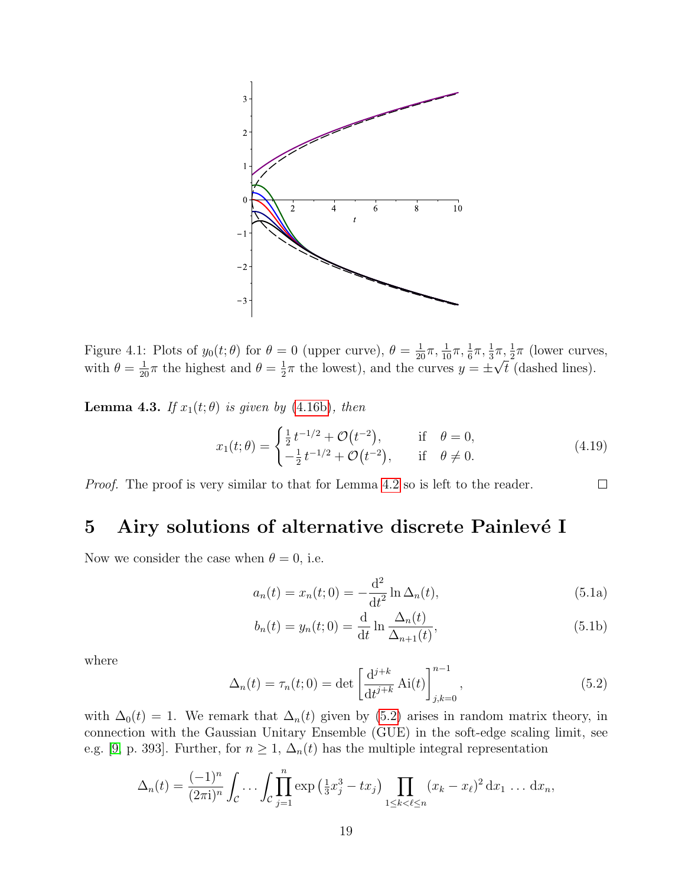Figure 4.1: Plots of $y_0(t;\theta)$ for $\theta = 0$ (upper curve), $\theta = \frac{1}{20}\pi, \frac{1}{10}\pi, \frac{1}{6}\pi, \frac{1}{3}\pi, \frac{1}{2}\pi$ (lower curves, with $\theta = \frac{1}{20}\pi$ the highest and $\theta = \frac{1}{2}\pi$ the lowest), and the curves $y = \pm\sqrt{t}$ (dashed lines).

**Lemma 4.3.** *If $x_1(t;\theta)$ is given by (4.16b), then*

$$x_1(t;\theta) = \begin{cases} \frac{1}{2}\,t^{-1/2} + \mathcal{O}\big(t^{-2}\big), & \text{if} \quad \theta = 0, \\ -\frac{1}{2}\,t^{-1/2} + \mathcal{O}\big(t^{-2}\big), & \text{if} \quad \theta \neq 0. \end{cases} \tag{4.19}$$

*Proof.* The proof is very similar to that for Lemma 4.2 so is left to the reader. □

# 5 Airy solutions of alternative discrete Painlevé I

Now we consider the case when $\theta = 0$, i.e.

$$a_n(t) = x_n(t;0) = -\frac{\mathrm{d}^2}{\mathrm{d}t^2} \ln \Delta_n(t), \tag{5.1a}$$

$$b_n(t) = y_n(t;0) = \frac{\mathrm{d}}{\mathrm{d}t} \ln \frac{\Delta_n(t)}{\Delta_{n+1}(t)}, \tag{5.1b}$$

where

$$\Delta_n(t) = \tau_n(t;0) = \det\left[\frac{\mathrm{d}^{j+k}}{\mathrm{d}t^{j+k}}\,\mathrm{Ai}(t)\right]_{j,k=0}^{n-1}, \tag{5.2}$$

with $\Delta_0(t) = 1$. We remark that $\Delta_n(t)$ given by (5.2) arises in random matrix theory, in connection with the Gaussian Unitary Ensemble (GUE) in the soft-edge scaling limit, see e.g. [9, p. 393]. Further, for $n \geq 1$, $\Delta_n(t)$ has the multiple integral representation

$$\Delta_n(t) = \frac{(-1)^n}{(2\pi\mathrm{i})^n} \int_{\mathcal{C}} \cdots \int_{\mathcal{C}} \prod_{j=1}^{n} \exp\left(\tfrac{1}{3}x_j^3 - t x_j\right) \prod_{1\leq k<\ell\leq n} (x_k - x_\ell)^2 \,\mathrm{d}x_1 \,\ldots\, \mathrm{d}x_n,$$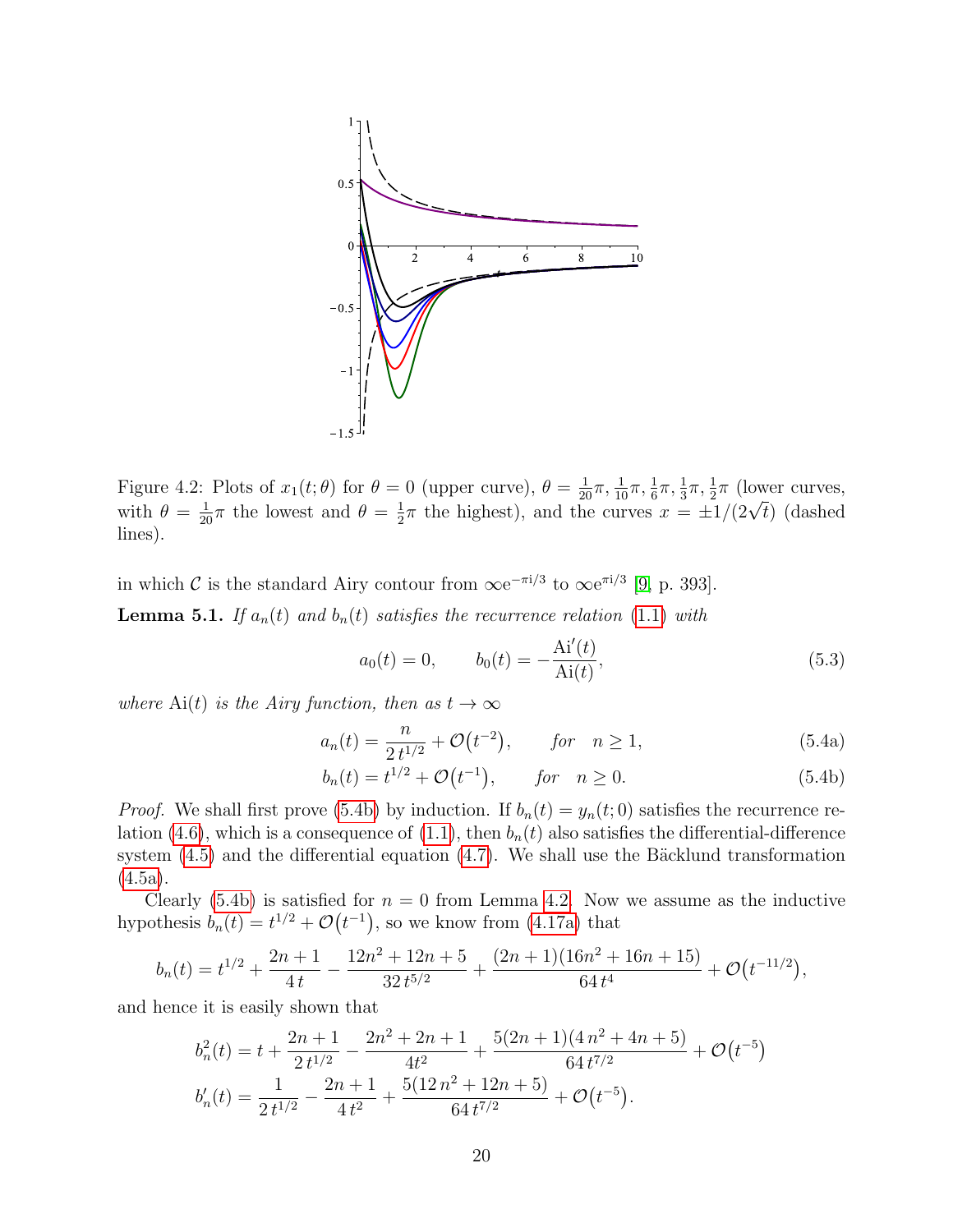Figure 4.2: Plots of $x_1(t;\theta)$ for $\theta = 0$ (upper curve), $\theta = \frac{1}{20}\pi, \frac{1}{10}\pi, \frac{1}{6}\pi, \frac{1}{3}\pi, \frac{1}{2}\pi$ (lower curves, with $\theta = \frac{1}{20}\pi$ the lowest and $\theta = \frac{1}{2}\pi$ the highest), and the curves $x = \pm 1/(2\sqrt{t})$ (dashed lines).

in which $\mathcal{C}$ is the standard Airy contour from $\infty e^{-\pi i/3}$ to $\infty e^{\pi i/3}$ [9, p. 393].

**Lemma 5.1.** *If $a_n(t)$ and $b_n(t)$ satisfies the recurrence relation (1.1) with*

$$a_0(t) = 0, \qquad b_0(t) = -\frac{\mathrm{Ai}'(t)}{\mathrm{Ai}(t)}, \tag{5.3}$$

*where $\mathrm{Ai}(t)$ is the Airy function, then as $t \to \infty$*

$$a_n(t) = \frac{n}{2\,t^{1/2}} + \mathcal{O}\big(t^{-2}\big), \qquad \textit{for} \quad n \geq 1, \tag{5.4a}$$

$$b_n(t) = t^{1/2} + \mathcal{O}\big(t^{-1}\big), \qquad \textit{for} \quad n \geq 0. \tag{5.4b}$$

*Proof.* We shall first prove (5.4b) by induction. If $b_n(t) = y_n(t;0)$ satisfies the recurrence relation (4.6), which is a consequence of (1.1), then $b_n(t)$ also satisfies the differential-difference system (4.5) and the differential equation (4.7). We shall use the Bäcklund transformation (4.5a).

Clearly (5.4b) is satisfied for $n = 0$ from Lemma 4.2. Now we assume as the inductive hypothesis $b_n(t) = t^{1/2} + \mathcal{O}\big(t^{-1}\big)$, so we know from (4.17a) that

$$b_n(t) = t^{1/2} + \frac{2n+1}{4\,t} - \frac{12n^2+12n+5}{32\,t^{5/2}} + \frac{(2n+1)(16n^2+16n+15)}{64\,t^4} + \mathcal{O}\big(t^{-11/2}\big),$$

and hence it is easily shown that

$$b_n^2(t) = t + \frac{2n+1}{2\,t^{1/2}} - \frac{2n^2+2n+1}{4t^2} + \frac{5(2n+1)(4\,n^2+4n+5)}{64\,t^{7/2}} + \mathcal{O}\big(t^{-5}\big)$$

$$b_n'(t) = \frac{1}{2\,t^{1/2}} - \frac{2n+1}{4\,t^2} + \frac{5(12\,n^2+12n+5)}{64\,t^{7/2}} + \mathcal{O}\big(t^{-5}\big).$$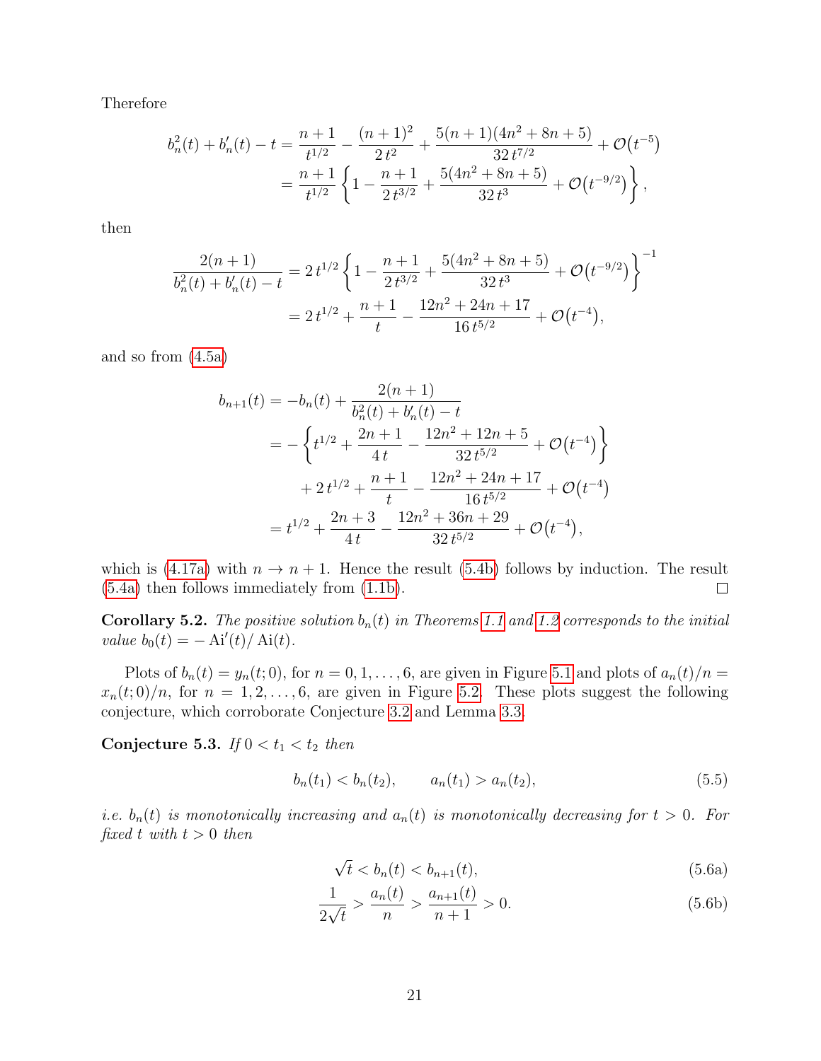Therefore

$$
\begin{aligned}
b_n^2(t) + b_n'(t) - t &= \frac{n+1}{t^{1/2}} - \frac{(n+1)^2}{2\,t^2} + \frac{5(n+1)(4n^2+8n+5)}{32\,t^{7/2}} + \mathcal{O}\big(t^{-5}\big) \\
&= \frac{n+1}{t^{1/2}} \left\{ 1 - \frac{n+1}{2\,t^{3/2}} + \frac{5(4n^2+8n+5)}{32\,t^3} + \mathcal{O}\big(t^{-9/2}\big) \right\},
\end{aligned}
$$

then

$$
\begin{aligned}
\frac{2(n+1)}{b_n^2(t) + b_n'(t) - t} &= 2\,t^{1/2} \left\{ 1 - \frac{n+1}{2\,t^{3/2}} + \frac{5(4n^2+8n+5)}{32\,t^3} + \mathcal{O}\big(t^{-9/2}\big) \right\}^{-1} \\
&= 2\,t^{1/2} + \frac{n+1}{t} - \frac{12n^2+24n+17}{16\,t^{5/2}} + \mathcal{O}\big(t^{-4}\big),
\end{aligned}
$$

and so from (4.5a)

$$
\begin{aligned}
b_{n+1}(t) &= -b_n(t) + \frac{2(n+1)}{b_n^2(t) + b_n'(t) - t} \\
&= -\left\{ t^{1/2} + \frac{2n+1}{4\,t} - \frac{12n^2+12n+5}{32\,t^{5/2}} + \mathcal{O}\big(t^{-4}\big) \right\} \\
&\qquad + 2\,t^{1/2} + \frac{n+1}{t} - \frac{12n^2+24n+17}{16\,t^{5/2}} + \mathcal{O}\big(t^{-4}\big) \\
&= t^{1/2} + \frac{2n+3}{4\,t} - \frac{12n^2+36n+29}{32\,t^{5/2}} + \mathcal{O}\big(t^{-4}\big),
\end{aligned}
$$

which is (4.17a) with $n \to n+1$. Hence the result (5.4b) follows by induction. The result (5.4a) then follows immediately from (1.1b). □

**Corollary 5.2.** *The positive solution $b_n(t)$ in Theorems 1.1 and 1.2 corresponds to the initial value $b_0(t) = -\operatorname{Ai}'(t)/\operatorname{Ai}(t)$.*

Plots of $b_n(t) = y_n(t;0)$, for $n = 0, 1, \ldots, 6$, are given in Figure 5.1 and plots of $a_n(t)/n = x_n(t;0)/n$, for $n = 1, 2, \ldots, 6$, are given in Figure 5.2. These plots suggest the following conjecture, which corroborate Conjecture 3.2 and Lemma 3.3.

**Conjecture 5.3.** *If $0 < t_1 < t_2$ then*

$$
b_n(t_1) < b_n(t_2), \qquad a_n(t_1) > a_n(t_2), \tag{5.5}
$$

*i.e. $b_n(t)$ is monotonically increasing and $a_n(t)$ is monotonically decreasing for $t > 0$. For fixed $t$ with $t > 0$ then*

$$
\sqrt{t} < b_n(t) < b_{n+1}(t), \tag{5.6a}
$$

$$
\frac{1}{2\sqrt{t}} > \frac{a_n(t)}{n} > \frac{a_{n+1}(t)}{n+1} > 0. \tag{5.6b}
$$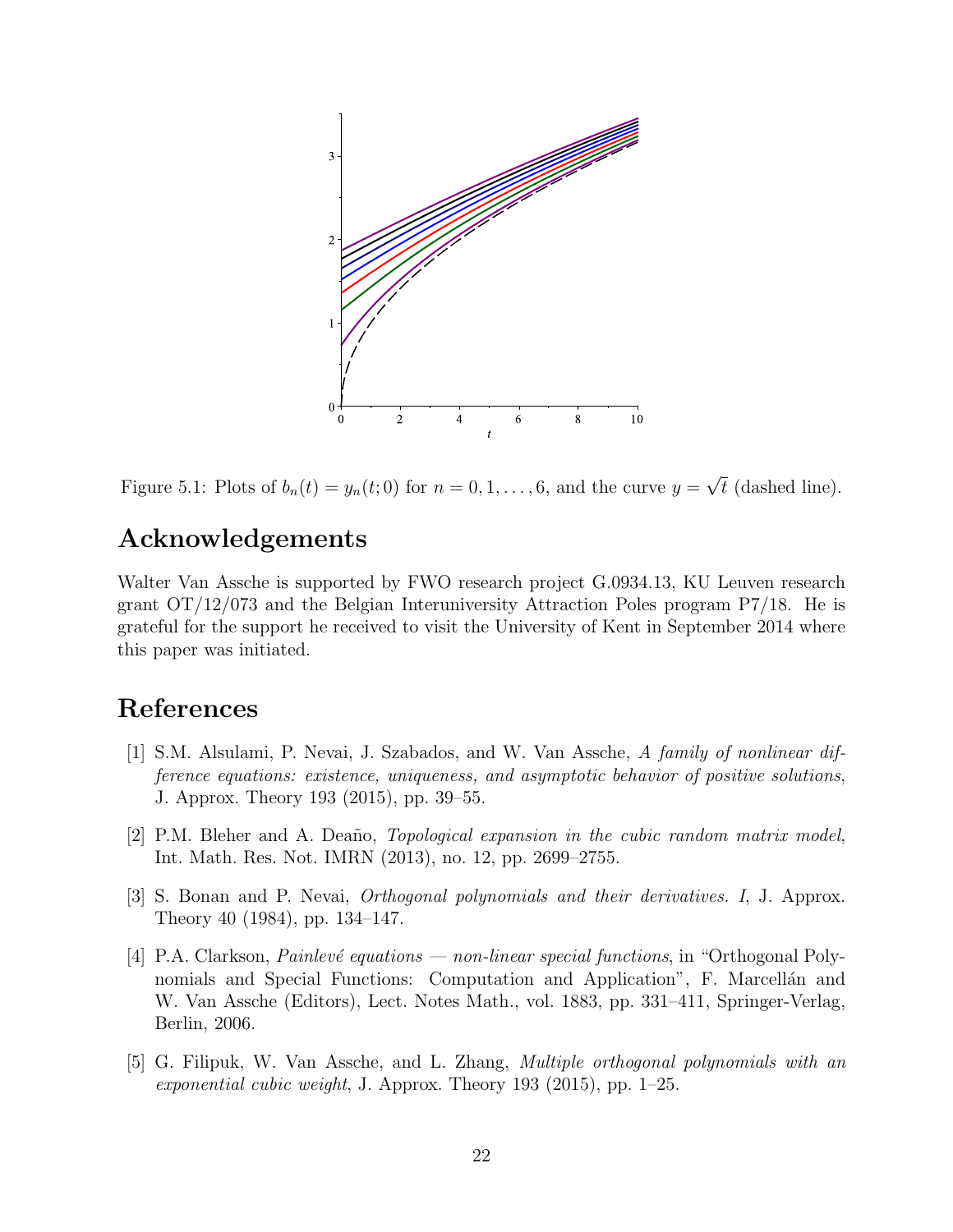Figure 5.1: Plots of $b_n(t) = y_n(t; 0)$ for $n = 0, 1, \ldots, 6$, and the curve $y = \sqrt{t}$ (dashed line).

## Acknowledgements

Walter Van Assche is supported by FWO research project G.0934.13, KU Leuven research grant OT/12/073 and the Belgian Interuniversity Attraction Poles program P7/18. He is grateful for the support he received to visit the University of Kent in September 2014 where this paper was initiated.

## References

[1] S.M. Alsulami, P. Nevai, J. Szabados, and W. Van Assche, *A family of nonlinear difference equations: existence, uniqueness, and asymptotic behavior of positive solutions*, J. Approx. Theory 193 (2015), pp. 39–55.

[2] P.M. Bleher and A. Deaño, *Topological expansion in the cubic random matrix model*, Int. Math. Res. Not. IMRN (2013), no. 12, pp. 2699–2755.

[3] S. Bonan and P. Nevai, *Orthogonal polynomials and their derivatives. I*, J. Approx. Theory 40 (1984), pp. 134–147.

[4] P.A. Clarkson, *Painlevé equations — non-linear special functions*, in "Orthogonal Polynomials and Special Functions: Computation and Application", F. Marcellán and W. Van Assche (Editors), Lect. Notes Math., vol. 1883, pp. 331–411, Springer-Verlag, Berlin, 2006.

[5] G. Filipuk, W. Van Assche, and L. Zhang, *Multiple orthogonal polynomials with an exponential cubic weight*, J. Approx. Theory 193 (2015), pp. 1–25.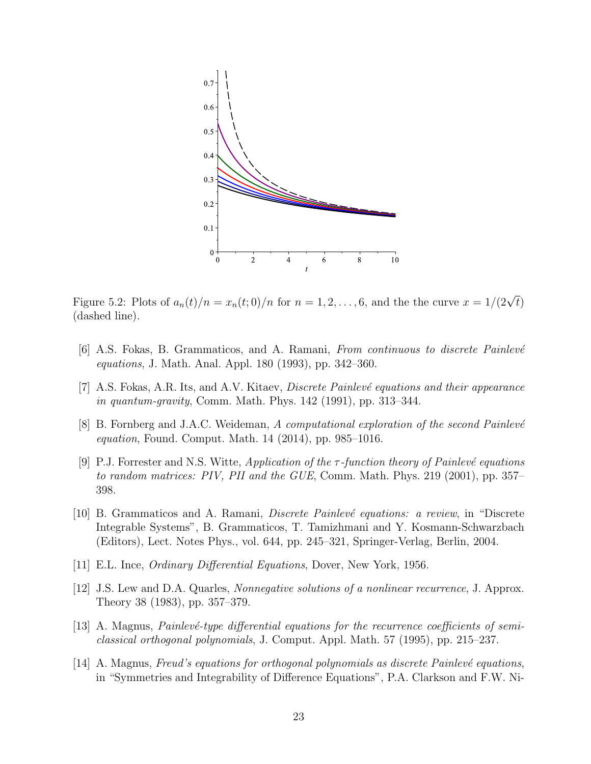Figure 5.2: Plots of $a_n(t)/n = x_n(t;0)/n$ for $n = 1, 2, \ldots, 6$, and the the curve $x = 1/(2\sqrt{t})$ (dashed line).

[6] A.S. Fokas, B. Grammaticos, and A. Ramani, *From continuous to discrete Painlevé equations*, J. Math. Anal. Appl. 180 (1993), pp. 342–360.

[7] A.S. Fokas, A.R. Its, and A.V. Kitaev, *Discrete Painlevé equations and their appearance in quantum-gravity*, Comm. Math. Phys. 142 (1991), pp. 313–344.

[8] B. Fornberg and J.A.C. Weideman, *A computational exploration of the second Painlevé equation*, Found. Comput. Math. 14 (2014), pp. 985–1016.

[9] P.J. Forrester and N.S. Witte, *Application of the $\tau$-function theory of Painlevé equations to random matrices: PIV, PII and the GUE*, Comm. Math. Phys. 219 (2001), pp. 357–398.

[10] B. Grammaticos and A. Ramani, *Discrete Painlevé equations: a review*, in "Discrete Integrable Systems", B. Grammaticos, T. Tamizhmani and Y. Kosmann-Schwarzbach (Editors), Lect. Notes Phys., vol. 644, pp. 245–321, Springer-Verlag, Berlin, 2004.

[11] E.L. Ince, *Ordinary Differential Equations*, Dover, New York, 1956.

[12] J.S. Lew and D.A. Quarles, *Nonnegative solutions of a nonlinear recurrence*, J. Approx. Theory 38 (1983), pp. 357–379.

[13] A. Magnus, *Painlevé-type differential equations for the recurrence coefficients of semi-classical orthogonal polynomials*, J. Comput. Appl. Math. 57 (1995), pp. 215–237.

[14] A. Magnus, *Freud's equations for orthogonal polynomials as discrete Painlevé equations*, in "Symmetries and Integrability of Difference Equations", P.A. Clarkson and F.W. Ni-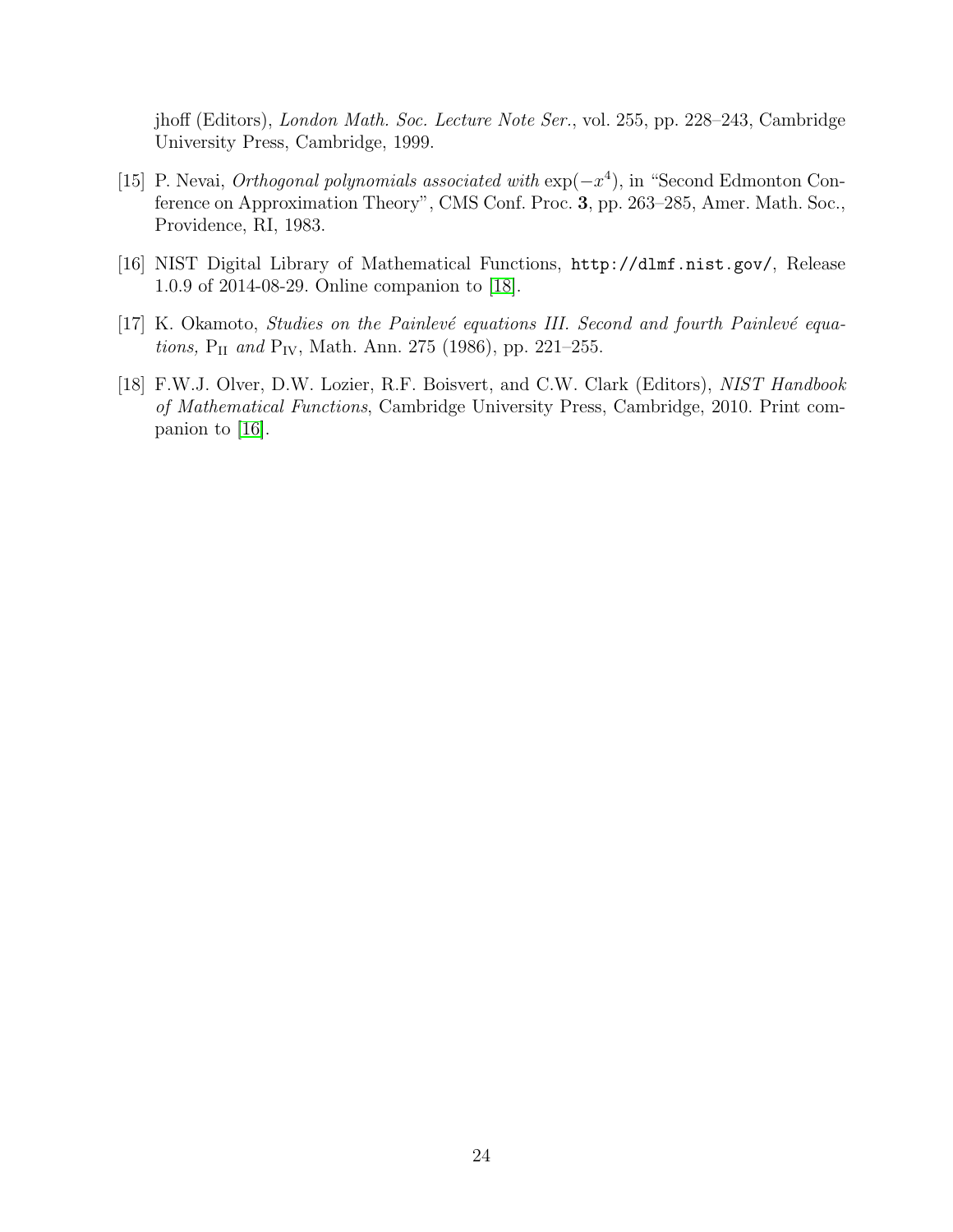jhoff (Editors), *London Math. Soc. Lecture Note Ser.*, vol. 255, pp. 228–243, Cambridge University Press, Cambridge, 1999.

[15] P. Nevai, *Orthogonal polynomials associated with* $\exp(-x^4)$, in "Second Edmonton Conference on Approximation Theory", CMS Conf. Proc. **3**, pp. 263–285, Amer. Math. Soc., Providence, RI, 1983.

[16] NIST Digital Library of Mathematical Functions, `http://dlmf.nist.gov/`, Release 1.0.9 of 2014-08-29. Online companion to [18].

[17] K. Okamoto, *Studies on the Painlevé equations III. Second and fourth Painlevé equations,* $\mathrm{P_{II}}$ *and* $\mathrm{P_{IV}}$, Math. Ann. 275 (1986), pp. 221–255.

[18] F.W.J. Olver, D.W. Lozier, R.F. Boisvert, and C.W. Clark (Editors), *NIST Handbook of Mathematical Functions*, Cambridge University Press, Cambridge, 2010. Print companion to [16].